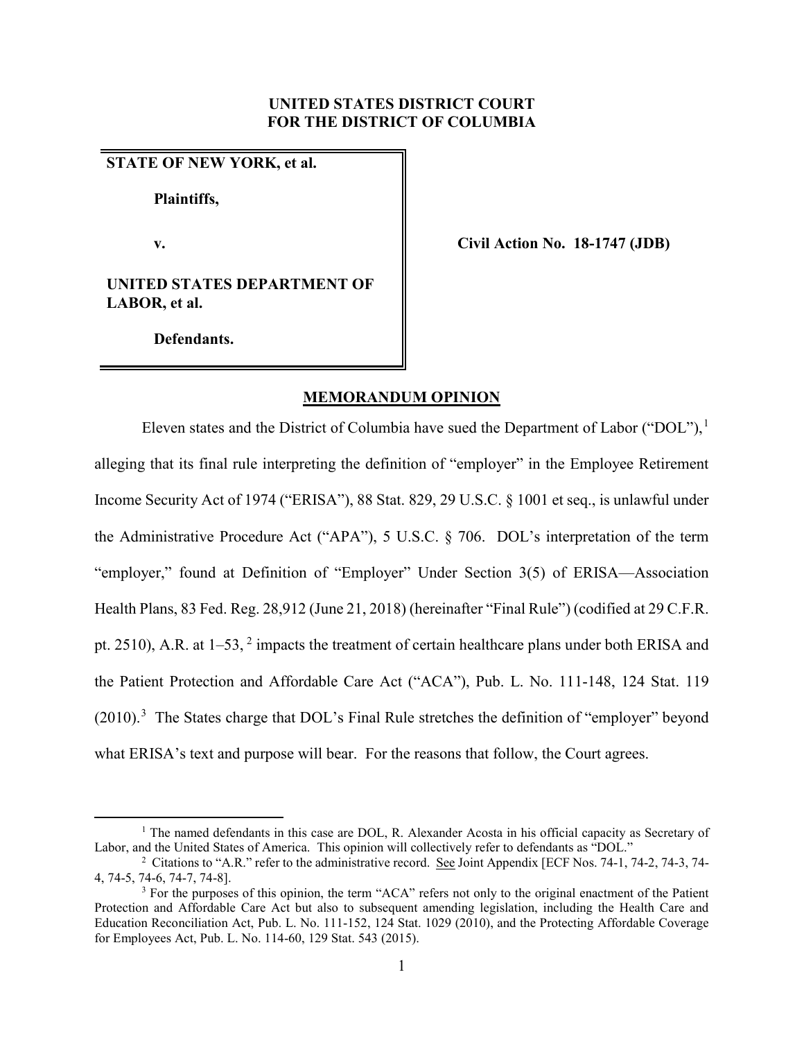**UNITED STATES DISTRICT COURT**
**FOR THE DISTRICT OF COLUMBIA**

| | |
|---|---|
| **STATE OF NEW YORK, et al.**<br><br>**Plaintiffs,**<br><br>**v.**<br><br>**UNITED STATES DEPARTMENT OF LABOR, et al.**<br><br>**Defendants.** | **Civil Action No. 18-1747 (JDB)** |

## MEMORANDUM OPINION

Eleven states and the District of Columbia have sued the Department of Labor ("DOL"),[1] alleging that its final rule interpreting the definition of "employer" in the Employee Retirement Income Security Act of 1974 ("ERISA"), 88 Stat. 829, 29 U.S.C. § 1001 et seq., is unlawful under the Administrative Procedure Act ("APA"), 5 U.S.C. § 706. DOL's interpretation of the term "employer," found at Definition of "Employer" Under Section 3(5) of ERISA—Association Health Plans, 83 Fed. Reg. 28,912 (June 21, 2018) (hereinafter "Final Rule") (codified at 29 C.F.R. pt. 2510), A.R. at 1–53,[2] impacts the treatment of certain healthcare plans under both ERISA and the Patient Protection and Affordable Care Act ("ACA"), Pub. L. No. 111-148, 124 Stat. 119 (2010).[3] The States charge that DOL's Final Rule stretches the definition of "employer" beyond what ERISA's text and purpose will bear. For the reasons that follow, the Court agrees.

---

[1] The named defendants in this case are DOL, R. Alexander Acosta in his official capacity as Secretary of Labor, and the United States of America. This opinion will collectively refer to defendants as "DOL."

[2] Citations to "A.R." refer to the administrative record. See Joint Appendix [ECF Nos. 74-1, 74-2, 74-3, 74-4, 74-5, 74-6, 74-7, 74-8].

[3] For the purposes of this opinion, the term "ACA" refers not only to the original enactment of the Patient Protection and Affordable Care Act but also to subsequent amending legislation, including the Health Care and Education Reconciliation Act, Pub. L. No. 111-152, 124 Stat. 1029 (2010), and the Protecting Affordable Coverage for Employees Act, Pub. L. No. 114-60, 129 Stat. 543 (2015).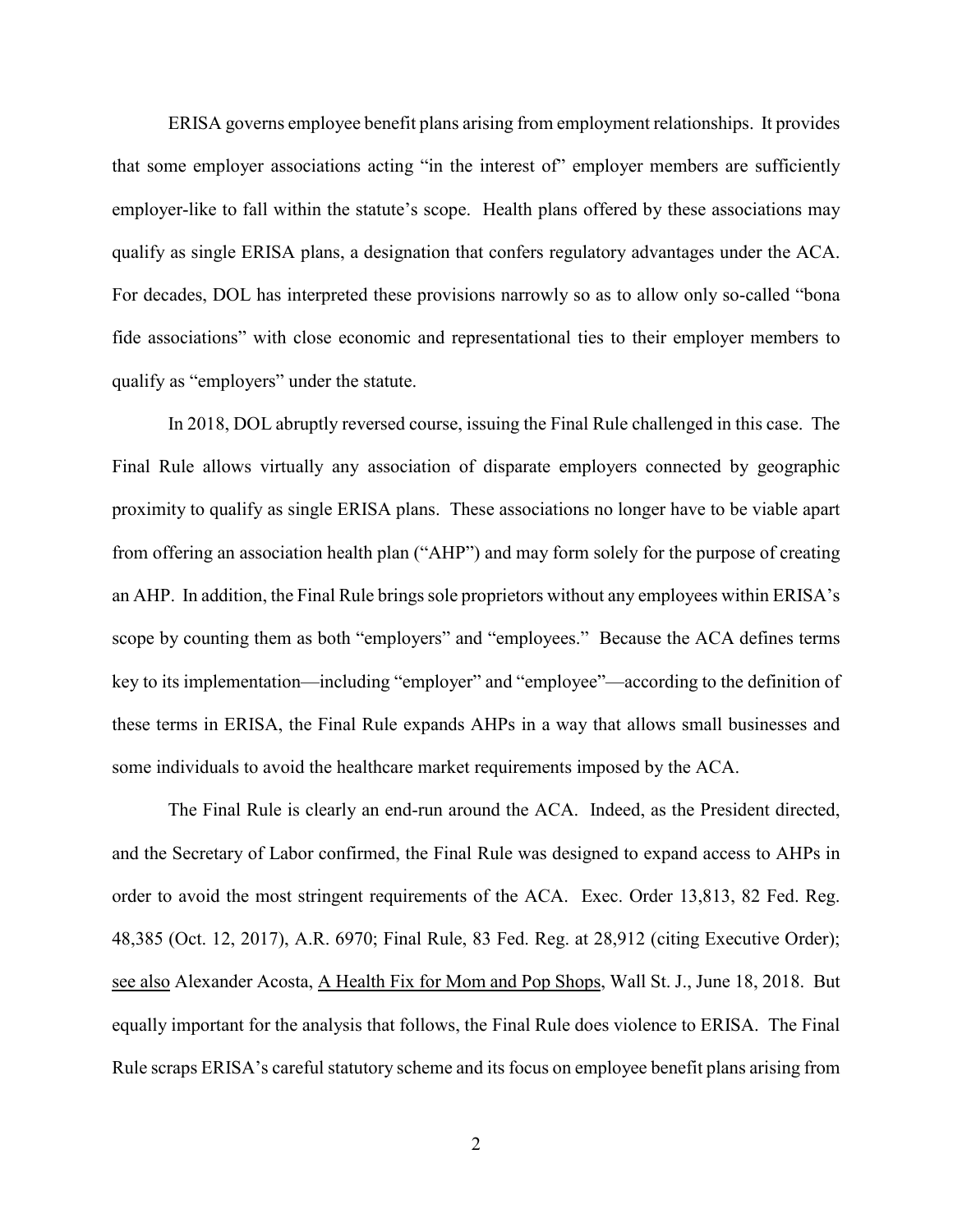ERISA governs employee benefit plans arising from employment relationships. It provides that some employer associations acting "in the interest of" employer members are sufficiently employer-like to fall within the statute's scope. Health plans offered by these associations may qualify as single ERISA plans, a designation that confers regulatory advantages under the ACA. For decades, DOL has interpreted these provisions narrowly so as to allow only so-called "bona fide associations" with close economic and representational ties to their employer members to qualify as "employers" under the statute.

In 2018, DOL abruptly reversed course, issuing the Final Rule challenged in this case. The Final Rule allows virtually any association of disparate employers connected by geographic proximity to qualify as single ERISA plans. These associations no longer have to be viable apart from offering an association health plan ("AHP") and may form solely for the purpose of creating an AHP. In addition, the Final Rule brings sole proprietors without any employees within ERISA's scope by counting them as both "employers" and "employees." Because the ACA defines terms key to its implementation—including "employer" and "employee"—according to the definition of these terms in ERISA, the Final Rule expands AHPs in a way that allows small businesses and some individuals to avoid the healthcare market requirements imposed by the ACA.

The Final Rule is clearly an end-run around the ACA. Indeed, as the President directed, and the Secretary of Labor confirmed, the Final Rule was designed to expand access to AHPs in order to avoid the most stringent requirements of the ACA. Exec. Order 13,813, 82 Fed. Reg. 48,385 (Oct. 12, 2017), A.R. 6970; Final Rule, 83 Fed. Reg. at 28,912 (citing Executive Order); see also Alexander Acosta, A Health Fix for Mom and Pop Shops, Wall St. J., June 18, 2018. But equally important for the analysis that follows, the Final Rule does violence to ERISA. The Final Rule scraps ERISA's careful statutory scheme and its focus on employee benefit plans arising from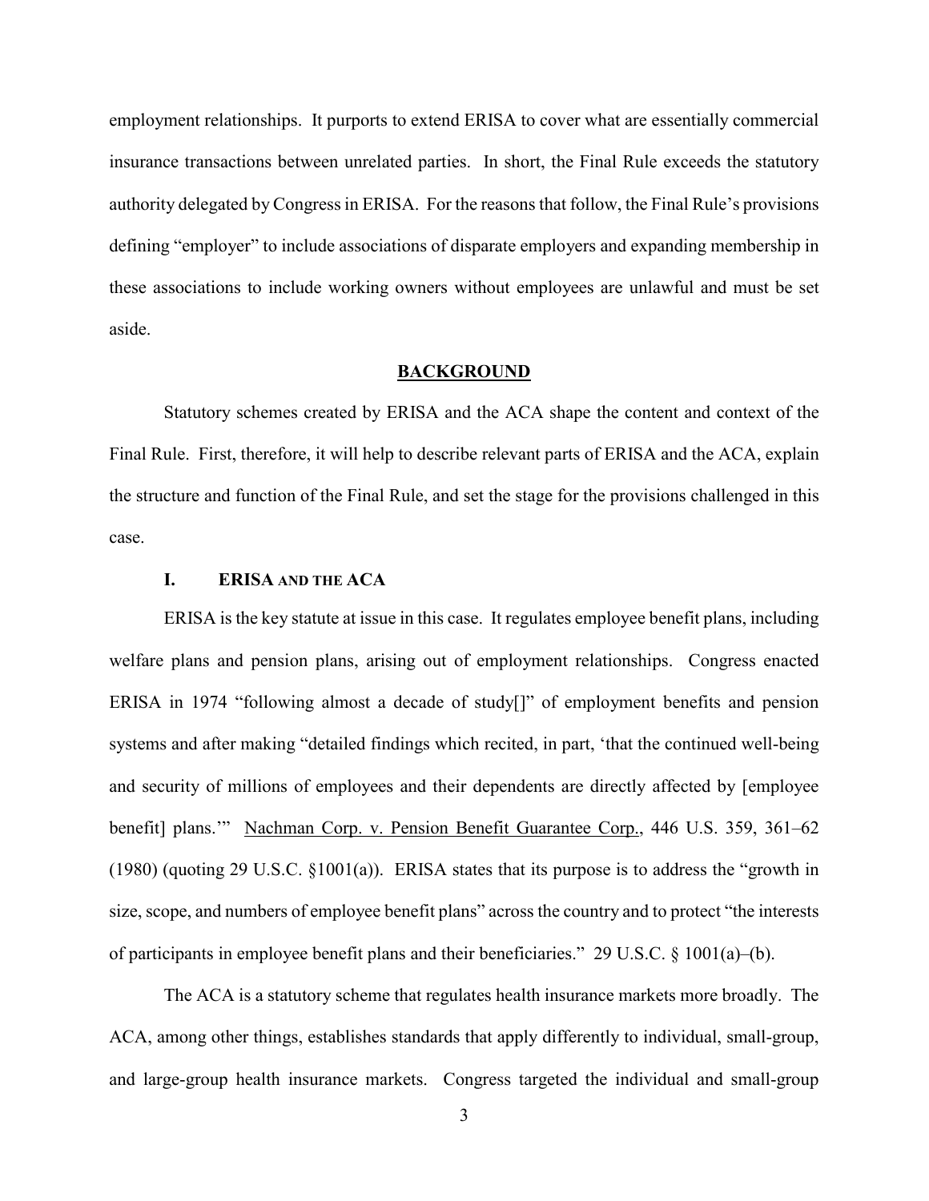employment relationships. It purports to extend ERISA to cover what are essentially commercial insurance transactions between unrelated parties. In short, the Final Rule exceeds the statutory authority delegated by Congress in ERISA. For the reasons that follow, the Final Rule's provisions defining "employer" to include associations of disparate employers and expanding membership in these associations to include working owners without employees are unlawful and must be set aside.

## BACKGROUND

Statutory schemes created by ERISA and the ACA shape the content and context of the Final Rule. First, therefore, it will help to describe relevant parts of ERISA and the ACA, explain the structure and function of the Final Rule, and set the stage for the provisions challenged in this case.

### I. ERISA AND THE ACA

ERISA is the key statute at issue in this case. It regulates employee benefit plans, including welfare plans and pension plans, arising out of employment relationships. Congress enacted ERISA in 1974 "following almost a decade of study[]" of employment benefits and pension systems and after making "detailed findings which recited, in part, 'that the continued well-being and security of millions of employees and their dependents are directly affected by [employee benefit] plans.'" Nachman Corp. v. Pension Benefit Guarantee Corp., 446 U.S. 359, 361–62 (1980) (quoting 29 U.S.C. §1001(a)). ERISA states that its purpose is to address the "growth in size, scope, and numbers of employee benefit plans" across the country and to protect "the interests of participants in employee benefit plans and their beneficiaries." 29 U.S.C. § 1001(a)–(b).

The ACA is a statutory scheme that regulates health insurance markets more broadly. The ACA, among other things, establishes standards that apply differently to individual, small-group, and large-group health insurance markets. Congress targeted the individual and small-group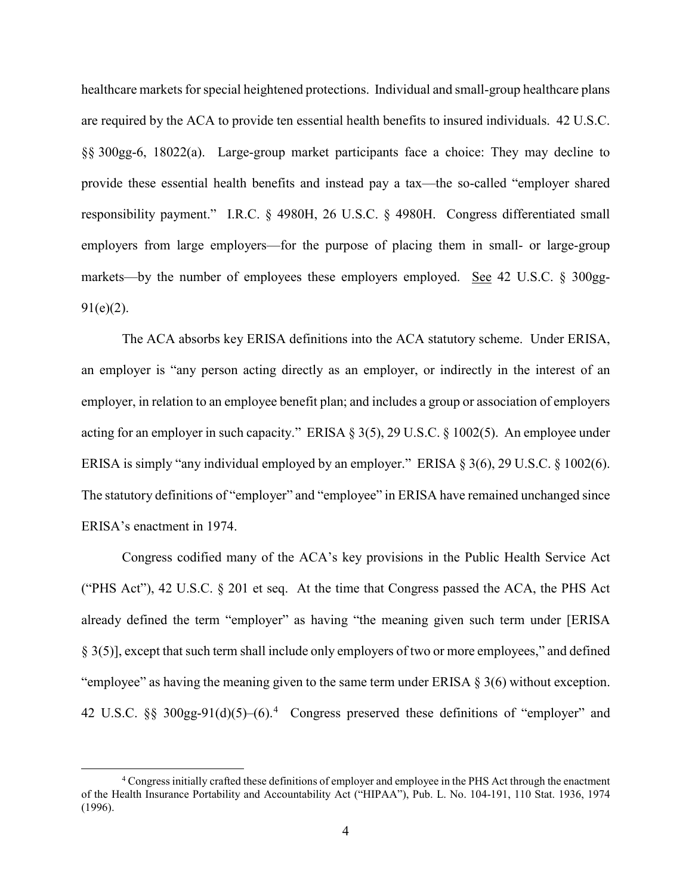healthcare markets for special heightened protections. Individual and small-group healthcare plans are required by the ACA to provide ten essential health benefits to insured individuals. 42 U.S.C. §§ 300gg-6, 18022(a). Large-group market participants face a choice: They may decline to provide these essential health benefits and instead pay a tax—the so-called "employer shared responsibility payment." I.R.C. § 4980H, 26 U.S.C. § 4980H. Congress differentiated small employers from large employers—for the purpose of placing them in small- or large-group markets—by the number of employees these employers employed. See 42 U.S.C. § 300gg-91(e)(2).

The ACA absorbs key ERISA definitions into the ACA statutory scheme. Under ERISA, an employer is "any person acting directly as an employer, or indirectly in the interest of an employer, in relation to an employee benefit plan; and includes a group or association of employers acting for an employer in such capacity." ERISA § 3(5), 29 U.S.C. § 1002(5). An employee under ERISA is simply "any individual employed by an employer." ERISA § 3(6), 29 U.S.C. § 1002(6). The statutory definitions of "employer" and "employee" in ERISA have remained unchanged since ERISA's enactment in 1974.

Congress codified many of the ACA's key provisions in the Public Health Service Act ("PHS Act"), 42 U.S.C. § 201 et seq. At the time that Congress passed the ACA, the PHS Act already defined the term "employer" as having "the meaning given such term under [ERISA § 3(5)], except that such term shall include only employers of two or more employees," and defined "employee" as having the meaning given to the same term under ERISA § 3(6) without exception. 42 U.S.C. §§ 300gg-91(d)(5)–(6).[4] Congress preserved these definitions of "employer" and

[4] Congress initially crafted these definitions of employer and employee in the PHS Act through the enactment of the Health Insurance Portability and Accountability Act ("HIPAA"), Pub. L. No. 104-191, 110 Stat. 1936, 1974 (1996).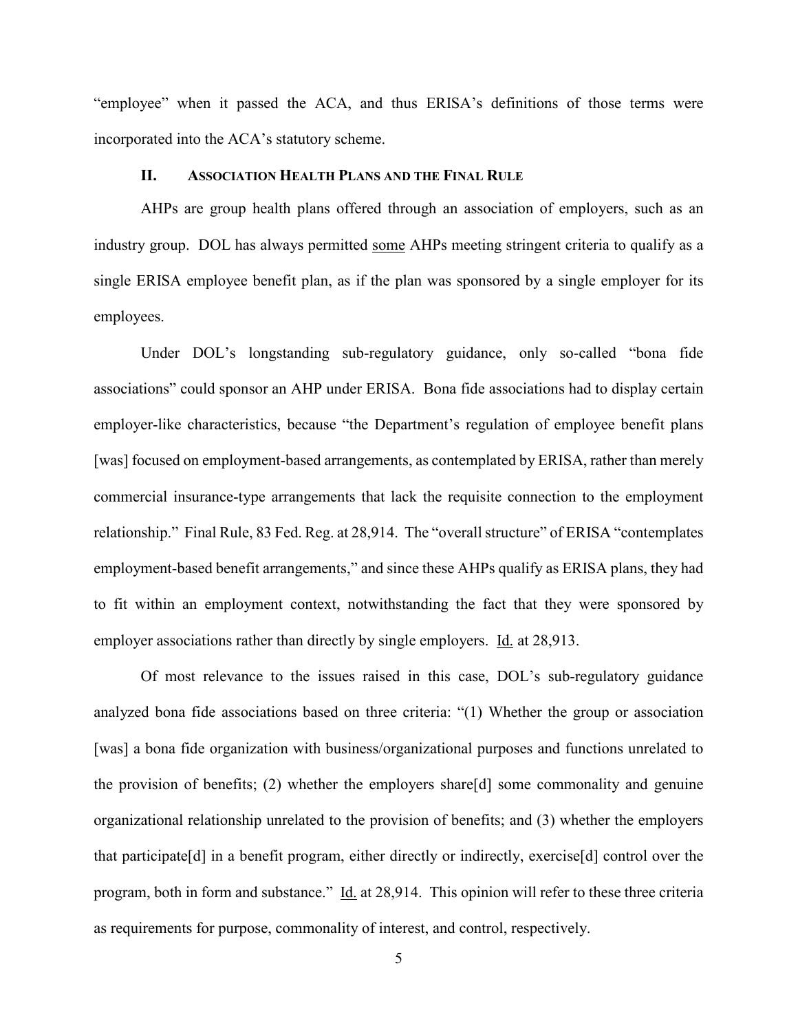"employee" when it passed the ACA, and thus ERISA's definitions of those terms were incorporated into the ACA's statutory scheme.

## II. Association Health Plans and the Final Rule

AHPs are group health plans offered through an association of employers, such as an industry group. DOL has always permitted <u>some</u> AHPs meeting stringent criteria to qualify as a single ERISA employee benefit plan, as if the plan was sponsored by a single employer for its employees.

Under DOL's longstanding sub-regulatory guidance, only so-called "bona fide associations" could sponsor an AHP under ERISA. Bona fide associations had to display certain employer-like characteristics, because "the Department's regulation of employee benefit plans [was] focused on employment-based arrangements, as contemplated by ERISA, rather than merely commercial insurance-type arrangements that lack the requisite connection to the employment relationship." Final Rule, 83 Fed. Reg. at 28,914. The "overall structure" of ERISA "contemplates employment-based benefit arrangements," and since these AHPs qualify as ERISA plans, they had to fit within an employment context, notwithstanding the fact that they were sponsored by employer associations rather than directly by single employers. <u>Id.</u> at 28,913.

Of most relevance to the issues raised in this case, DOL's sub-regulatory guidance analyzed bona fide associations based on three criteria: "(1) Whether the group or association [was] a bona fide organization with business/organizational purposes and functions unrelated to the provision of benefits; (2) whether the employers share[d] some commonality and genuine organizational relationship unrelated to the provision of benefits; and (3) whether the employers that participate[d] in a benefit program, either directly or indirectly, exercise[d] control over the program, both in form and substance." <u>Id.</u> at 28,914. This opinion will refer to these three criteria as requirements for purpose, commonality of interest, and control, respectively.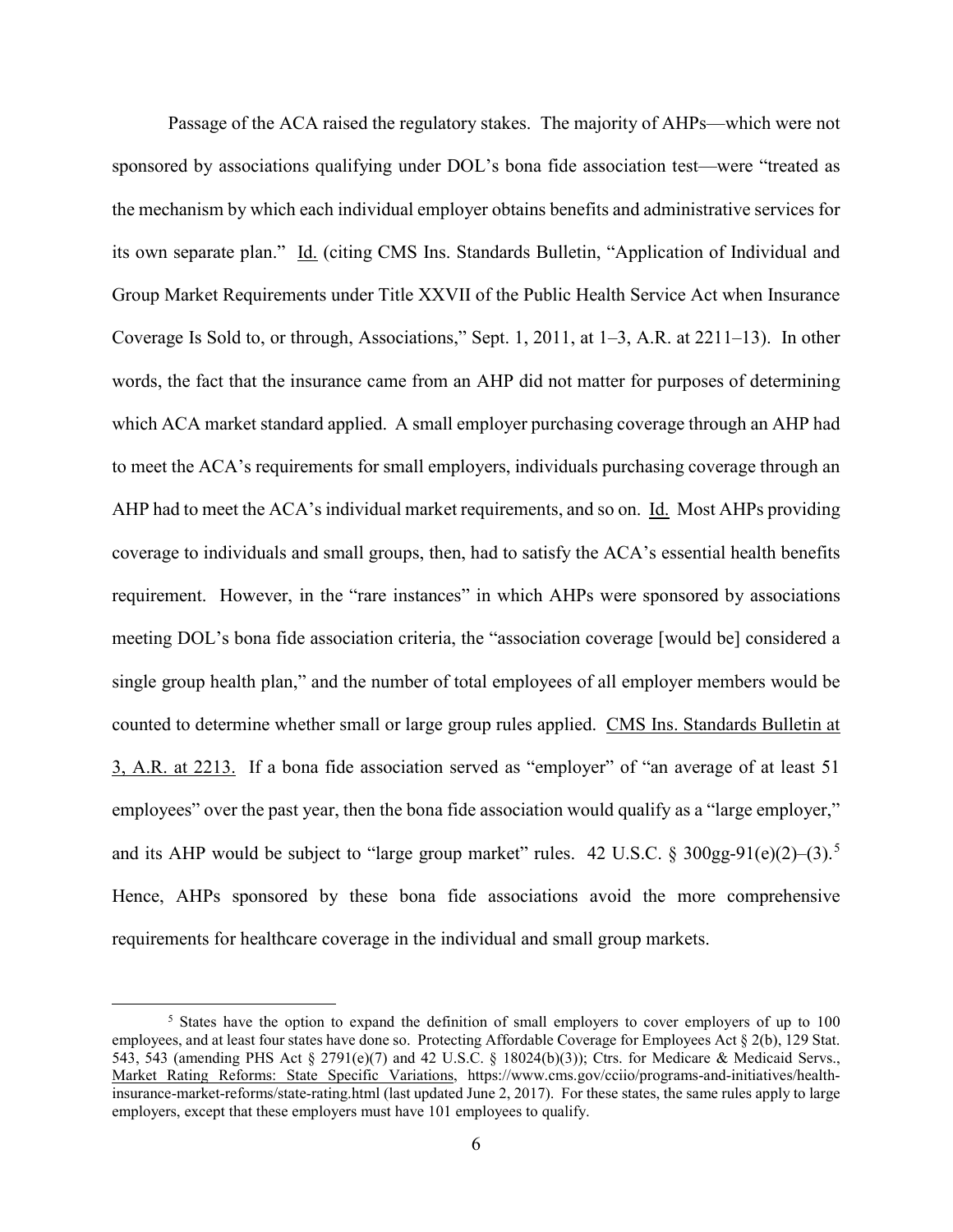Passage of the ACA raised the regulatory stakes. The majority of AHPs—which were not sponsored by associations qualifying under DOL's bona fide association test—were "treated as the mechanism by which each individual employer obtains benefits and administrative services for its own separate plan." Id. (citing CMS Ins. Standards Bulletin, "Application of Individual and Group Market Requirements under Title XXVII of the Public Health Service Act when Insurance Coverage Is Sold to, or through, Associations," Sept. 1, 2011, at 1–3, A.R. at 2211–13). In other words, the fact that the insurance came from an AHP did not matter for purposes of determining which ACA market standard applied. A small employer purchasing coverage through an AHP had to meet the ACA's requirements for small employers, individuals purchasing coverage through an AHP had to meet the ACA's individual market requirements, and so on. Id. Most AHPs providing coverage to individuals and small groups, then, had to satisfy the ACA's essential health benefits requirement. However, in the "rare instances" in which AHPs were sponsored by associations meeting DOL's bona fide association criteria, the "association coverage [would be] considered a single group health plan," and the number of total employees of all employer members would be counted to determine whether small or large group rules applied. CMS Ins. Standards Bulletin at 3, A.R. at 2213. If a bona fide association served as "employer" of "an average of at least 51 employees" over the past year, then the bona fide association would qualify as a "large employer," and its AHP would be subject to "large group market" rules. 42 U.S.C. § 300gg-91(e)(2)–(3).[5] Hence, AHPs sponsored by these bona fide associations avoid the more comprehensive requirements for healthcare coverage in the individual and small group markets.

[5] States have the option to expand the definition of small employers to cover employers of up to 100 employees, and at least four states have done so. Protecting Affordable Coverage for Employees Act § 2(b), 129 Stat. 543, 543 (amending PHS Act § 2791(e)(7) and 42 U.S.C. § 18024(b)(3)); Ctrs. for Medicare & Medicaid Servs., Market Rating Reforms: State Specific Variations, https://www.cms.gov/cciio/programs-and-initiatives/health-insurance-market-reforms/state-rating.html (last updated June 2, 2017). For these states, the same rules apply to large employers, except that these employers must have 101 employees to qualify.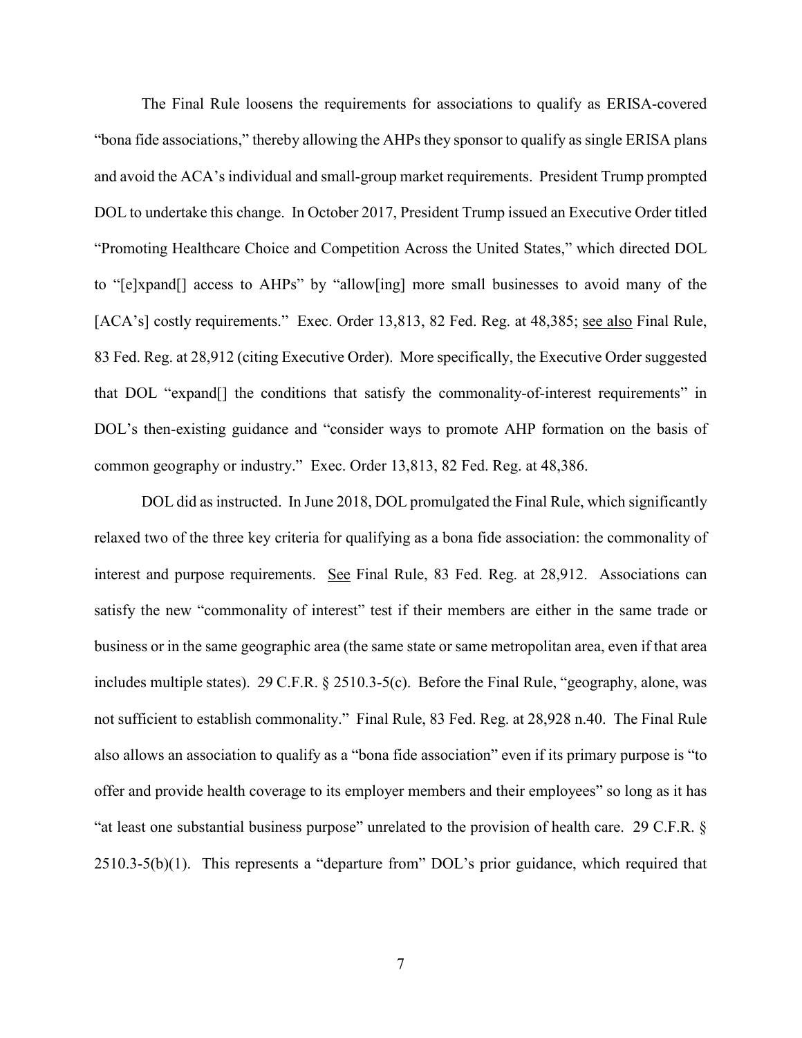The Final Rule loosens the requirements for associations to qualify as ERISA-covered "bona fide associations," thereby allowing the AHPs they sponsor to qualify as single ERISA plans and avoid the ACA's individual and small-group market requirements. President Trump prompted DOL to undertake this change. In October 2017, President Trump issued an Executive Order titled "Promoting Healthcare Choice and Competition Across the United States," which directed DOL to "[e]xpand[] access to AHPs" by "allow[ing] more small businesses to avoid many of the [ACA's] costly requirements." Exec. Order 13,813, 82 Fed. Reg. at 48,385; see also Final Rule, 83 Fed. Reg. at 28,912 (citing Executive Order). More specifically, the Executive Order suggested that DOL "expand[] the conditions that satisfy the commonality-of-interest requirements" in DOL's then-existing guidance and "consider ways to promote AHP formation on the basis of common geography or industry." Exec. Order 13,813, 82 Fed. Reg. at 48,386.

DOL did as instructed. In June 2018, DOL promulgated the Final Rule, which significantly relaxed two of the three key criteria for qualifying as a bona fide association: the commonality of interest and purpose requirements. See Final Rule, 83 Fed. Reg. at 28,912. Associations can satisfy the new "commonality of interest" test if their members are either in the same trade or business or in the same geographic area (the same state or same metropolitan area, even if that area includes multiple states). 29 C.F.R. § 2510.3-5(c). Before the Final Rule, "geography, alone, was not sufficient to establish commonality." Final Rule, 83 Fed. Reg. at 28,928 n.40. The Final Rule also allows an association to qualify as a "bona fide association" even if its primary purpose is "to offer and provide health coverage to its employer members and their employees" so long as it has "at least one substantial business purpose" unrelated to the provision of health care. 29 C.F.R. § 2510.3-5(b)(1). This represents a "departure from" DOL's prior guidance, which required that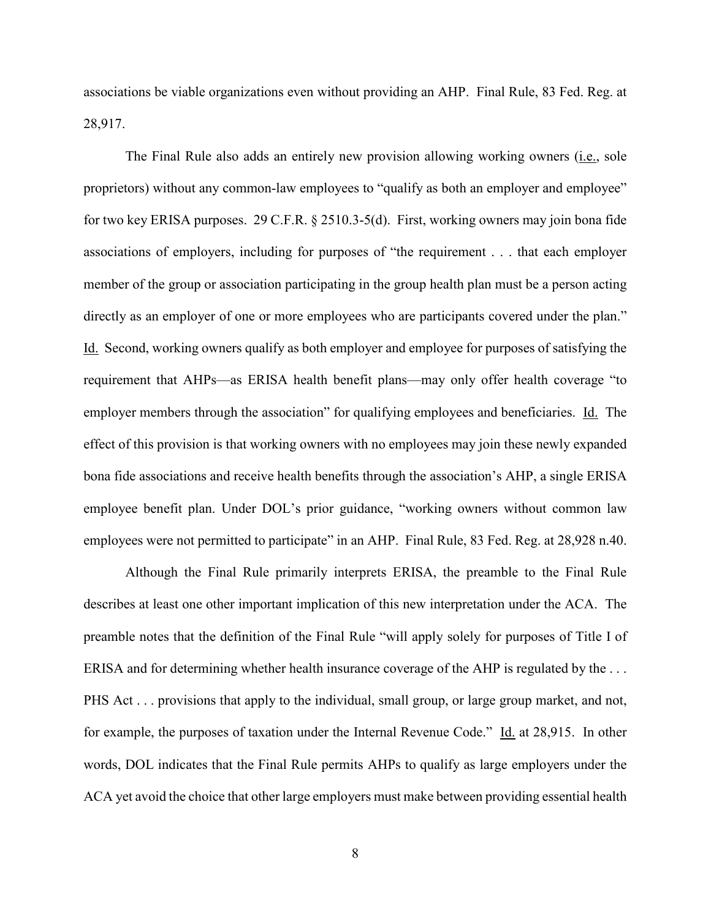associations be viable organizations even without providing an AHP. Final Rule, 83 Fed. Reg. at 28,917.

The Final Rule also adds an entirely new provision allowing working owners (i.e., sole proprietors) without any common-law employees to "qualify as both an employer and employee" for two key ERISA purposes. 29 C.F.R. § 2510.3-5(d). First, working owners may join bona fide associations of employers, including for purposes of "the requirement . . . that each employer member of the group or association participating in the group health plan must be a person acting directly as an employer of one or more employees who are participants covered under the plan." Id. Second, working owners qualify as both employer and employee for purposes of satisfying the requirement that AHPs—as ERISA health benefit plans—may only offer health coverage "to employer members through the association" for qualifying employees and beneficiaries. Id. The effect of this provision is that working owners with no employees may join these newly expanded bona fide associations and receive health benefits through the association's AHP, a single ERISA employee benefit plan. Under DOL's prior guidance, "working owners without common law employees were not permitted to participate" in an AHP. Final Rule, 83 Fed. Reg. at 28,928 n.40.

Although the Final Rule primarily interprets ERISA, the preamble to the Final Rule describes at least one other important implication of this new interpretation under the ACA. The preamble notes that the definition of the Final Rule "will apply solely for purposes of Title I of ERISA and for determining whether health insurance coverage of the AHP is regulated by the . . . PHS Act . . . provisions that apply to the individual, small group, or large group market, and not, for example, the purposes of taxation under the Internal Revenue Code." Id. at 28,915. In other words, DOL indicates that the Final Rule permits AHPs to qualify as large employers under the ACA yet avoid the choice that other large employers must make between providing essential health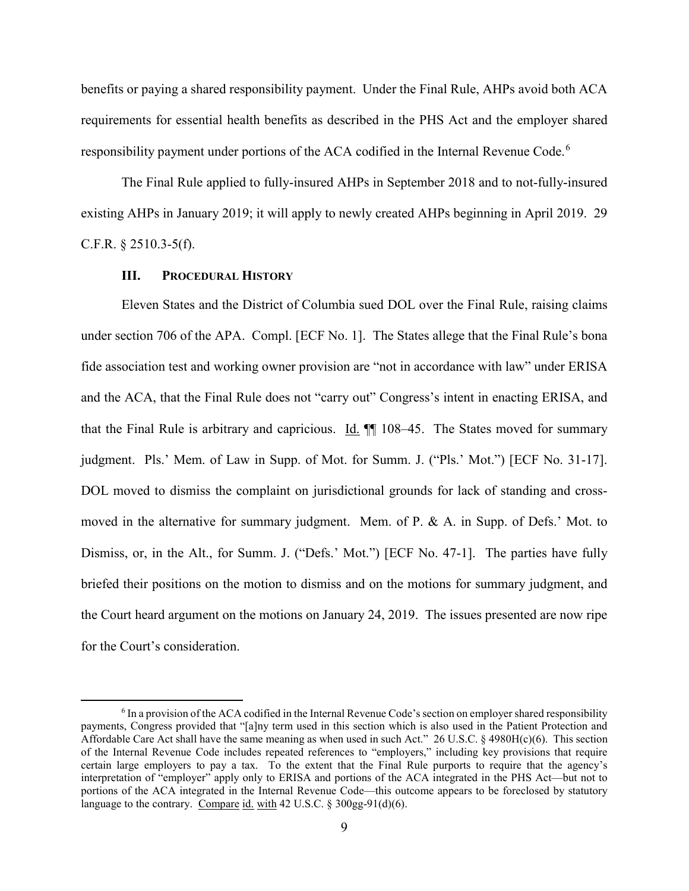benefits or paying a shared responsibility payment. Under the Final Rule, AHPs avoid both ACA requirements for essential health benefits as described in the PHS Act and the employer shared responsibility payment under portions of the ACA codified in the Internal Revenue Code.[6]

The Final Rule applied to fully-insured AHPs in September 2018 and to not-fully-insured existing AHPs in January 2019; it will apply to newly created AHPs beginning in April 2019. 29 C.F.R. § 2510.3-5(f).

### III. PROCEDURAL HISTORY

Eleven States and the District of Columbia sued DOL over the Final Rule, raising claims under section 706 of the APA. Compl. [ECF No. 1]. The States allege that the Final Rule's bona fide association test and working owner provision are "not in accordance with law" under ERISA and the ACA, that the Final Rule does not "carry out" Congress's intent in enacting ERISA, and that the Final Rule is arbitrary and capricious. Id. ¶¶ 108–45. The States moved for summary judgment. Pls.' Mem. of Law in Supp. of Mot. for Summ. J. ("Pls.' Mot.") [ECF No. 31-17]. DOL moved to dismiss the complaint on jurisdictional grounds for lack of standing and cross-moved in the alternative for summary judgment. Mem. of P. & A. in Supp. of Defs.' Mot. to Dismiss, or, in the Alt., for Summ. J. ("Defs.' Mot.") [ECF No. 47-1]. The parties have fully briefed their positions on the motion to dismiss and on the motions for summary judgment, and the Court heard argument on the motions on January 24, 2019. The issues presented are now ripe for the Court's consideration.

---

[6] In a provision of the ACA codified in the Internal Revenue Code's section on employer shared responsibility payments, Congress provided that "[a]ny term used in this section which is also used in the Patient Protection and Affordable Care Act shall have the same meaning as when used in such Act." 26 U.S.C. § 4980H(c)(6). This section of the Internal Revenue Code includes repeated references to "employers," including key provisions that require certain large employers to pay a tax. To the extent that the Final Rule purports to require that the agency's interpretation of "employer" apply only to ERISA and portions of the ACA integrated in the PHS Act—but not to portions of the ACA integrated in the Internal Revenue Code—this outcome appears to be foreclosed by statutory language to the contrary. Compare id. with 42 U.S.C. § 300gg-91(d)(6).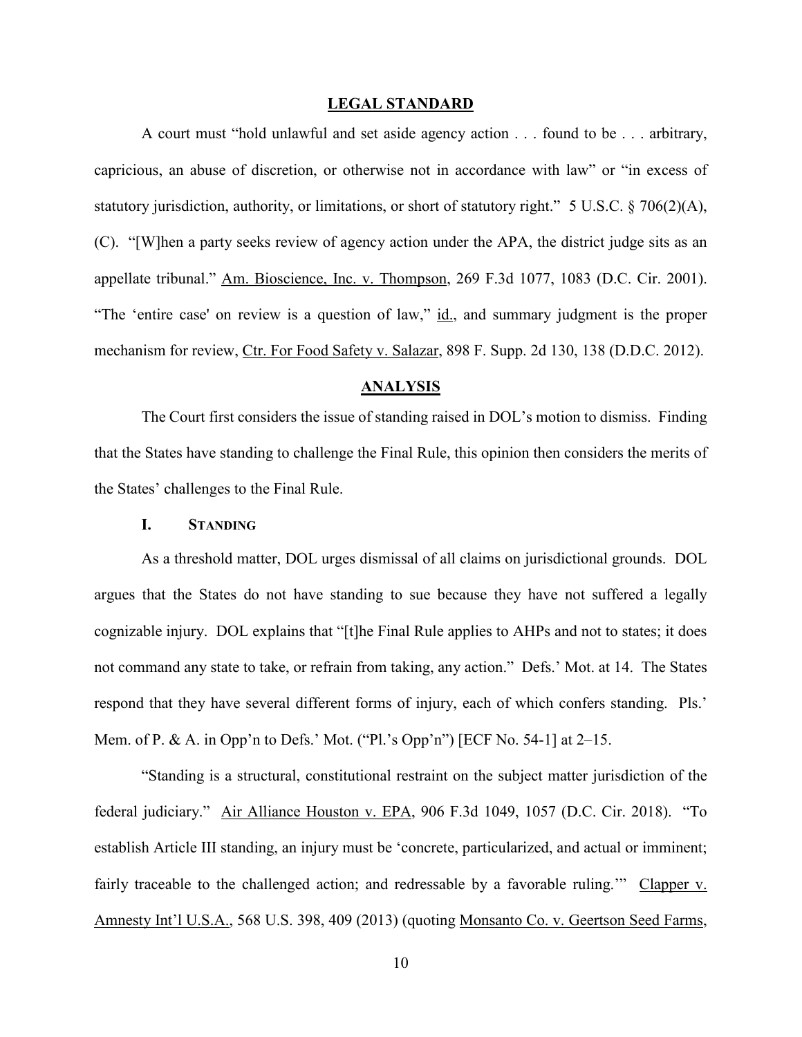## LEGAL STANDARD

A court must "hold unlawful and set aside agency action . . . found to be . . . arbitrary, capricious, an abuse of discretion, or otherwise not in accordance with law" or "in excess of statutory jurisdiction, authority, or limitations, or short of statutory right." 5 U.S.C. § 706(2)(A), (C). "[W]hen a party seeks review of agency action under the APA, the district judge sits as an appellate tribunal." Am. Bioscience, Inc. v. Thompson, 269 F.3d 1077, 1083 (D.C. Cir. 2001). "The 'entire case' on review is a question of law," id., and summary judgment is the proper mechanism for review, Ctr. For Food Safety v. Salazar, 898 F. Supp. 2d 130, 138 (D.D.C. 2012).

## ANALYSIS

The Court first considers the issue of standing raised in DOL's motion to dismiss. Finding that the States have standing to challenge the Final Rule, this opinion then considers the merits of the States' challenges to the Final Rule.

### I. STANDING

As a threshold matter, DOL urges dismissal of all claims on jurisdictional grounds. DOL argues that the States do not have standing to sue because they have not suffered a legally cognizable injury. DOL explains that "[t]he Final Rule applies to AHPs and not to states; it does not command any state to take, or refrain from taking, any action." Defs.' Mot. at 14. The States respond that they have several different forms of injury, each of which confers standing. Pls.' Mem. of P. & A. in Opp'n to Defs.' Mot. ("Pl.'s Opp'n") [ECF No. 54-1] at 2–15.

"Standing is a structural, constitutional restraint on the subject matter jurisdiction of the federal judiciary." Air Alliance Houston v. EPA, 906 F.3d 1049, 1057 (D.C. Cir. 2018). "To establish Article III standing, an injury must be 'concrete, particularized, and actual or imminent; fairly traceable to the challenged action; and redressable by a favorable ruling.'" Clapper v. Amnesty Int'l U.S.A., 568 U.S. 398, 409 (2013) (quoting Monsanto Co. v. Geertson Seed Farms,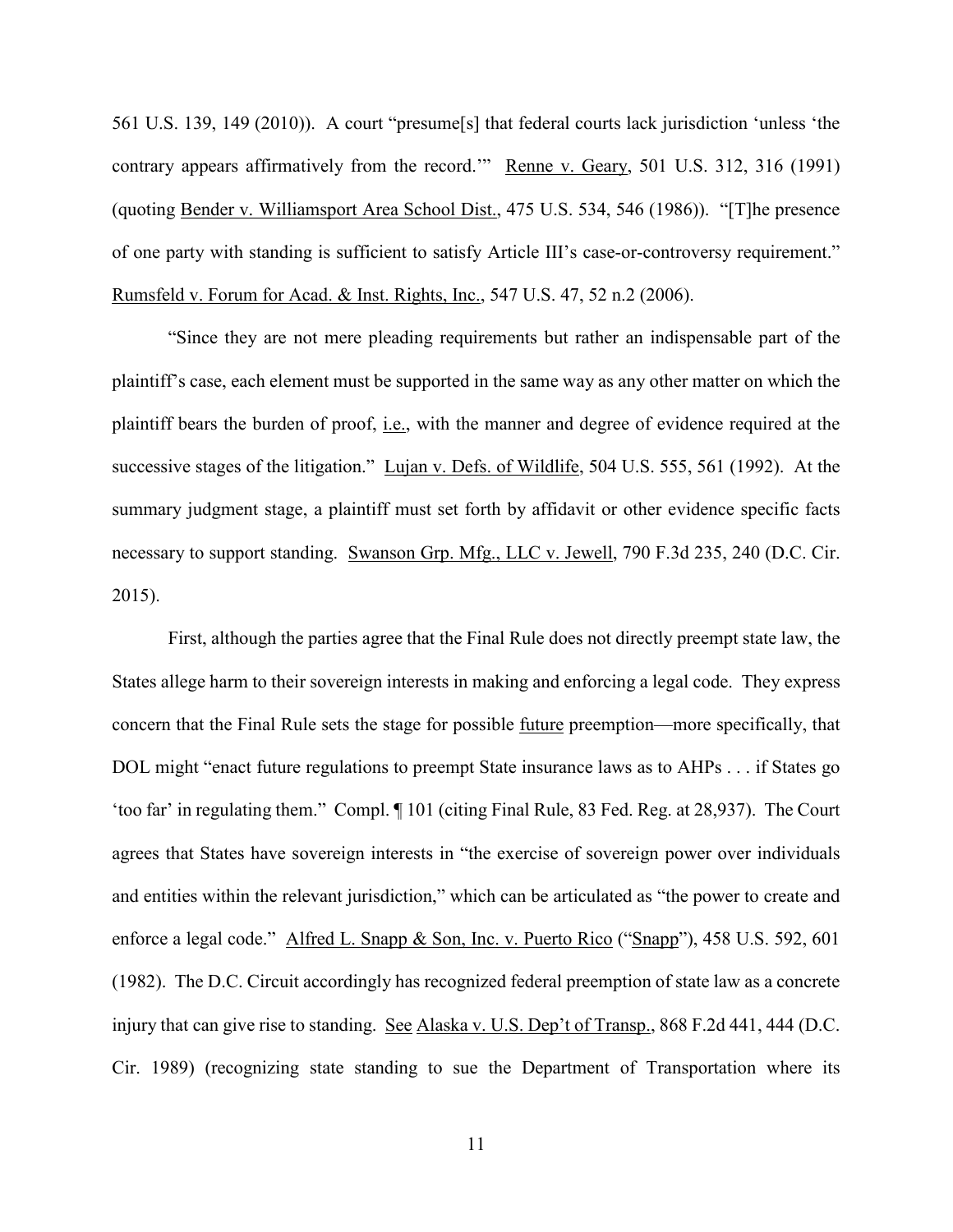561 U.S. 139, 149 (2010)). A court "presume[s] that federal courts lack jurisdiction 'unless 'the contrary appears affirmatively from the record.'" Renne v. Geary, 501 U.S. 312, 316 (1991) (quoting Bender v. Williamsport Area School Dist., 475 U.S. 534, 546 (1986)). "[T]he presence of one party with standing is sufficient to satisfy Article III's case-or-controversy requirement." Rumsfeld v. Forum for Acad. & Inst. Rights, Inc., 547 U.S. 47, 52 n.2 (2006).

"Since they are not mere pleading requirements but rather an indispensable part of the plaintiff's case, each element must be supported in the same way as any other matter on which the plaintiff bears the burden of proof, i.e., with the manner and degree of evidence required at the successive stages of the litigation." Lujan v. Defs. of Wildlife, 504 U.S. 555, 561 (1992). At the summary judgment stage, a plaintiff must set forth by affidavit or other evidence specific facts necessary to support standing. Swanson Grp. Mfg., LLC v. Jewell, 790 F.3d 235, 240 (D.C. Cir. 2015).

First, although the parties agree that the Final Rule does not directly preempt state law, the States allege harm to their sovereign interests in making and enforcing a legal code. They express concern that the Final Rule sets the stage for possible future preemption—more specifically, that DOL might "enact future regulations to preempt State insurance laws as to AHPs . . . if States go 'too far' in regulating them." Compl. ¶ 101 (citing Final Rule, 83 Fed. Reg. at 28,937). The Court agrees that States have sovereign interests in "the exercise of sovereign power over individuals and entities within the relevant jurisdiction," which can be articulated as "the power to create and enforce a legal code." Alfred L. Snapp & Son, Inc. v. Puerto Rico ("Snapp"), 458 U.S. 592, 601 (1982). The D.C. Circuit accordingly has recognized federal preemption of state law as a concrete injury that can give rise to standing. See Alaska v. U.S. Dep't of Transp., 868 F.2d 441, 444 (D.C. Cir. 1989) (recognizing state standing to sue the Department of Transportation where its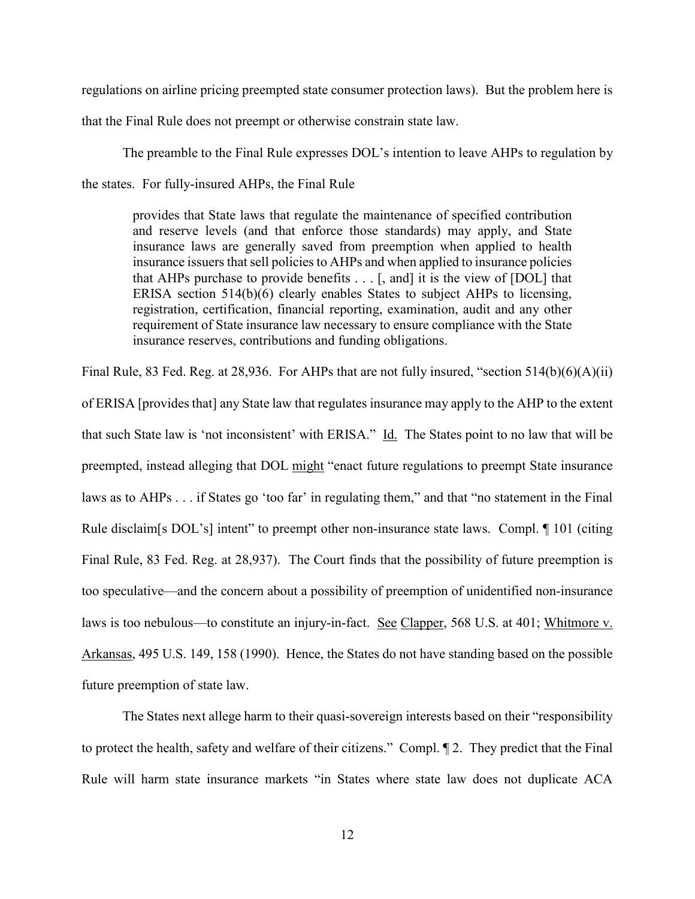regulations on airline pricing preempted state consumer protection laws). But the problem here is that the Final Rule does not preempt or otherwise constrain state law.

The preamble to the Final Rule expresses DOL's intention to leave AHPs to regulation by the states. For fully-insured AHPs, the Final Rule

> provides that State laws that regulate the maintenance of specified contribution and reserve levels (and that enforce those standards) may apply, and State insurance laws are generally saved from preemption when applied to health insurance issuers that sell policies to AHPs and when applied to insurance policies that AHPs purchase to provide benefits . . . [, and] it is the view of [DOL] that ERISA section 514(b)(6) clearly enables States to subject AHPs to licensing, registration, certification, financial reporting, examination, audit and any other requirement of State insurance law necessary to ensure compliance with the State insurance reserves, contributions and funding obligations.

Final Rule, 83 Fed. Reg. at 28,936. For AHPs that are not fully insured, "section 514(b)(6)(A)(ii) of ERISA [provides that] any State law that regulates insurance may apply to the AHP to the extent that such State law is 'not inconsistent' with ERISA." Id. The States point to no law that will be preempted, instead alleging that DOL might "enact future regulations to preempt State insurance laws as to AHPs . . . if States go 'too far' in regulating them," and that "no statement in the Final Rule disclaim[s DOL's] intent" to preempt other non-insurance state laws. Compl. ¶ 101 (citing Final Rule, 83 Fed. Reg. at 28,937). The Court finds that the possibility of future preemption is too speculative—and the concern about a possibility of preemption of unidentified non-insurance laws is too nebulous—to constitute an injury-in-fact. See Clapper, 568 U.S. at 401; Whitmore v. Arkansas, 495 U.S. 149, 158 (1990). Hence, the States do not have standing based on the possible future preemption of state law.

The States next allege harm to their quasi-sovereign interests based on their "responsibility to protect the health, safety and welfare of their citizens." Compl. ¶ 2. They predict that the Final Rule will harm state insurance markets "in States where state law does not duplicate ACA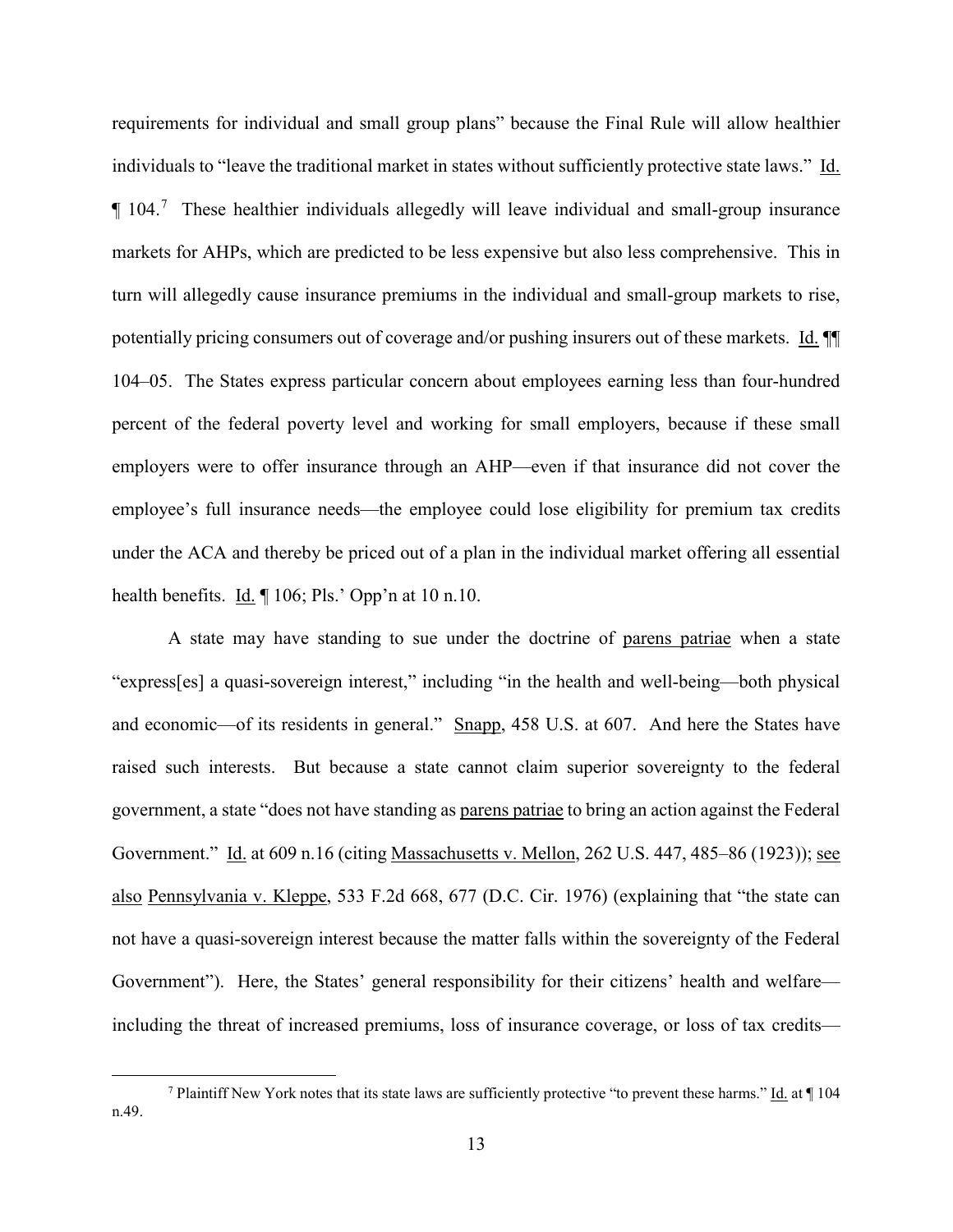requirements for individual and small group plans" because the Final Rule will allow healthier individuals to "leave the traditional market in states without sufficiently protective state laws." Id. ¶ 104.[7] These healthier individuals allegedly will leave individual and small-group insurance markets for AHPs, which are predicted to be less expensive but also less comprehensive. This in turn will allegedly cause insurance premiums in the individual and small-group markets to rise, potentially pricing consumers out of coverage and/or pushing insurers out of these markets. Id. ¶¶ 104–05. The States express particular concern about employees earning less than four-hundred percent of the federal poverty level and working for small employers, because if these small employers were to offer insurance through an AHP—even if that insurance did not cover the employee's full insurance needs—the employee could lose eligibility for premium tax credits under the ACA and thereby be priced out of a plan in the individual market offering all essential health benefits. Id. ¶ 106; Pls.' Opp'n at 10 n.10.

A state may have standing to sue under the doctrine of parens patriae when a state "express[es] a quasi-sovereign interest," including "in the health and well-being—both physical and economic—of its residents in general." Snapp, 458 U.S. at 607. And here the States have raised such interests. But because a state cannot claim superior sovereignty to the federal government, a state "does not have standing as parens patriae to bring an action against the Federal Government." Id. at 609 n.16 (citing Massachusetts v. Mellon, 262 U.S. 447, 485–86 (1923)); see also Pennsylvania v. Kleppe, 533 F.2d 668, 677 (D.C. Cir. 1976) (explaining that "the state can not have a quasi-sovereign interest because the matter falls within the sovereignty of the Federal Government"). Here, the States' general responsibility for their citizens' health and welfare—including the threat of increased premiums, loss of insurance coverage, or loss of tax credits—

[7] Plaintiff New York notes that its state laws are sufficiently protective "to prevent these harms." Id. at ¶ 104 n.49.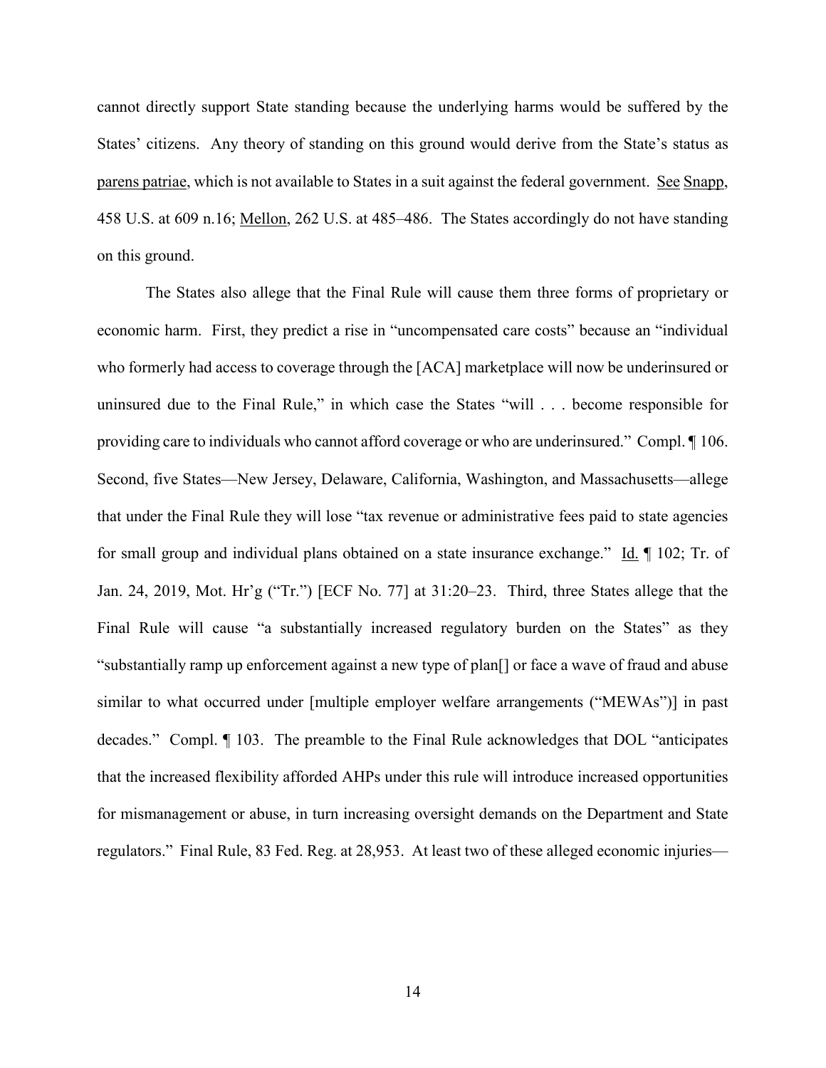cannot directly support State standing because the underlying harms would be suffered by the States' citizens. Any theory of standing on this ground would derive from the State's status as parens patriae, which is not available to States in a suit against the federal government. See Snapp, 458 U.S. at 609 n.16; Mellon, 262 U.S. at 485–486. The States accordingly do not have standing on this ground.

The States also allege that the Final Rule will cause them three forms of proprietary or economic harm. First, they predict a rise in "uncompensated care costs" because an "individual who formerly had access to coverage through the [ACA] marketplace will now be underinsured or uninsured due to the Final Rule," in which case the States "will . . . become responsible for providing care to individuals who cannot afford coverage or who are underinsured." Compl. ¶ 106. Second, five States—New Jersey, Delaware, California, Washington, and Massachusetts—allege that under the Final Rule they will lose "tax revenue or administrative fees paid to state agencies for small group and individual plans obtained on a state insurance exchange." Id. ¶ 102; Tr. of Jan. 24, 2019, Mot. Hr'g ("Tr.") [ECF No. 77] at 31:20–23. Third, three States allege that the Final Rule will cause "a substantially increased regulatory burden on the States" as they "substantially ramp up enforcement against a new type of plan[] or face a wave of fraud and abuse similar to what occurred under [multiple employer welfare arrangements ("MEWAs")] in past decades." Compl. ¶ 103. The preamble to the Final Rule acknowledges that DOL "anticipates that the increased flexibility afforded AHPs under this rule will introduce increased opportunities for mismanagement or abuse, in turn increasing oversight demands on the Department and State regulators." Final Rule, 83 Fed. Reg. at 28,953. At least two of these alleged economic injuries—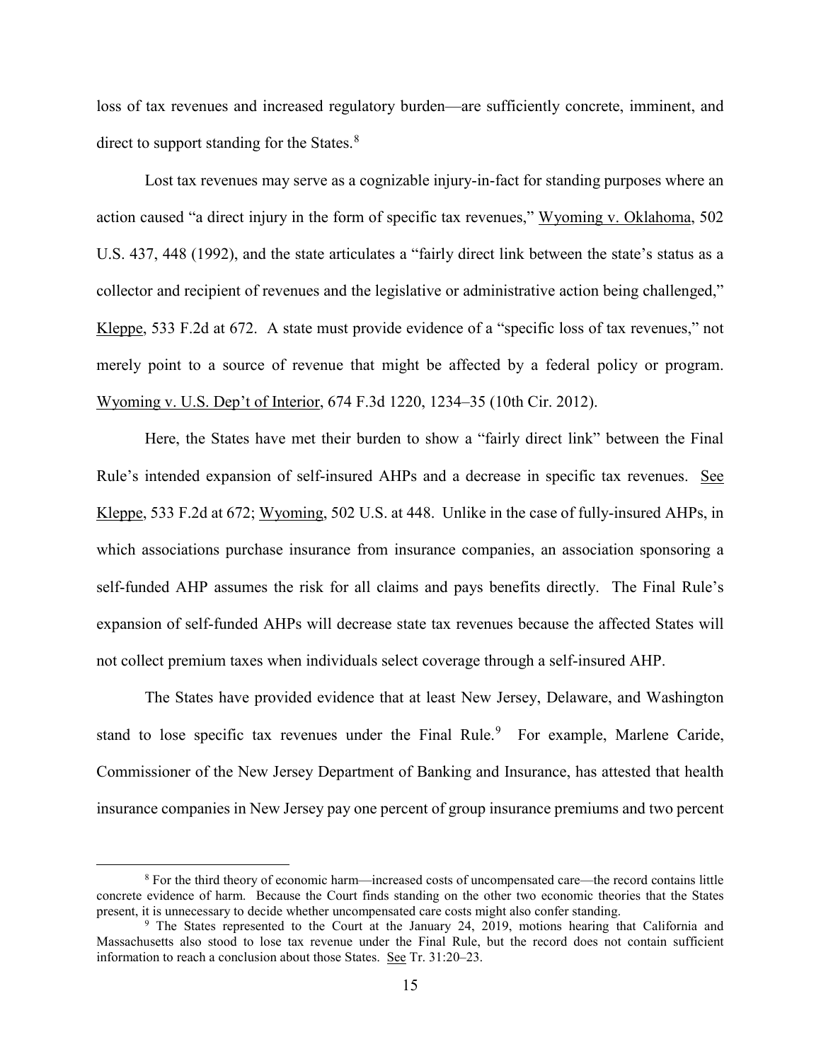loss of tax revenues and increased regulatory burden—are sufficiently concrete, imminent, and direct to support standing for the States.[8]

Lost tax revenues may serve as a cognizable injury-in-fact for standing purposes where an action caused "a direct injury in the form of specific tax revenues," Wyoming v. Oklahoma, 502 U.S. 437, 448 (1992), and the state articulates a "fairly direct link between the state's status as a collector and recipient of revenues and the legislative or administrative action being challenged," Kleppe, 533 F.2d at 672. A state must provide evidence of a "specific loss of tax revenues," not merely point to a source of revenue that might be affected by a federal policy or program. Wyoming v. U.S. Dep't of Interior, 674 F.3d 1220, 1234–35 (10th Cir. 2012).

Here, the States have met their burden to show a "fairly direct link" between the Final Rule's intended expansion of self-insured AHPs and a decrease in specific tax revenues. See Kleppe, 533 F.2d at 672; Wyoming, 502 U.S. at 448. Unlike in the case of fully-insured AHPs, in which associations purchase insurance from insurance companies, an association sponsoring a self-funded AHP assumes the risk for all claims and pays benefits directly. The Final Rule's expansion of self-funded AHPs will decrease state tax revenues because the affected States will not collect premium taxes when individuals select coverage through a self-insured AHP.

The States have provided evidence that at least New Jersey, Delaware, and Washington stand to lose specific tax revenues under the Final Rule.[9] For example, Marlene Caride, Commissioner of the New Jersey Department of Banking and Insurance, has attested that health insurance companies in New Jersey pay one percent of group insurance premiums and two percent

---

[8] For the third theory of economic harm—increased costs of uncompensated care—the record contains little concrete evidence of harm. Because the Court finds standing on the other two economic theories that the States present, it is unnecessary to decide whether uncompensated care costs might also confer standing.

[9] The States represented to the Court at the January 24, 2019, motions hearing that California and Massachusetts also stood to lose tax revenue under the Final Rule, but the record does not contain sufficient information to reach a conclusion about those States. See Tr. 31:20–23.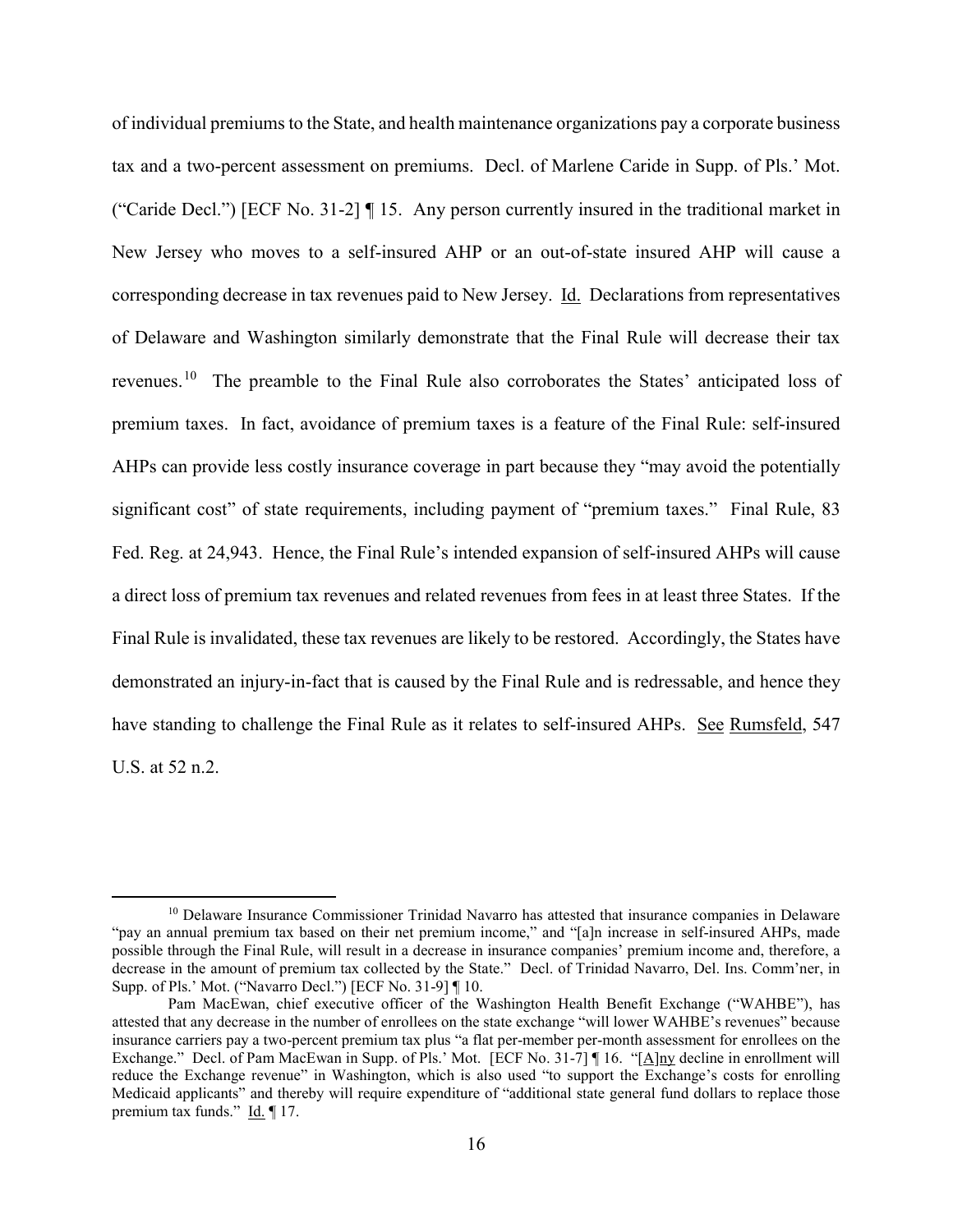of individual premiums to the State, and health maintenance organizations pay a corporate business tax and a two-percent assessment on premiums. Decl. of Marlene Caride in Supp. of Pls.' Mot. ("Caride Decl.") [ECF No. 31-2] ¶ 15. Any person currently insured in the traditional market in New Jersey who moves to a self-insured AHP or an out-of-state insured AHP will cause a corresponding decrease in tax revenues paid to New Jersey. Id. Declarations from representatives of Delaware and Washington similarly demonstrate that the Final Rule will decrease their tax revenues.[10] The preamble to the Final Rule also corroborates the States' anticipated loss of premium taxes. In fact, avoidance of premium taxes is a feature of the Final Rule: self-insured AHPs can provide less costly insurance coverage in part because they "may avoid the potentially significant cost" of state requirements, including payment of "premium taxes." Final Rule, 83 Fed. Reg. at 24,943. Hence, the Final Rule's intended expansion of self-insured AHPs will cause a direct loss of premium tax revenues and related revenues from fees in at least three States. If the Final Rule is invalidated, these tax revenues are likely to be restored. Accordingly, the States have demonstrated an injury-in-fact that is caused by the Final Rule and is redressable, and hence they have standing to challenge the Final Rule as it relates to self-insured AHPs. See Rumsfeld, 547 U.S. at 52 n.2.

---

[10] Delaware Insurance Commissioner Trinidad Navarro has attested that insurance companies in Delaware "pay an annual premium tax based on their net premium income," and "[a]n increase in self-insured AHPs, made possible through the Final Rule, will result in a decrease in insurance companies' premium income and, therefore, a decrease in the amount of premium tax collected by the State." Decl. of Trinidad Navarro, Del. Ins. Comm'ner, in Supp. of Pls.' Mot. ("Navarro Decl.") [ECF No. 31-9] ¶ 10.

Pam MacEwan, chief executive officer of the Washington Health Benefit Exchange ("WAHBE"), has attested that any decrease in the number of enrollees on the state exchange "will lower WAHBE's revenues" because insurance carriers pay a two-percent premium tax plus "a flat per-member per-month assessment for enrollees on the Exchange." Decl. of Pam MacEwan in Supp. of Pls.' Mot. [ECF No. 31-7] ¶ 16. "[A]ny decline in enrollment will reduce the Exchange revenue" in Washington, which is also used "to support the Exchange's costs for enrolling Medicaid applicants" and thereby will require expenditure of "additional state general fund dollars to replace those premium tax funds." Id. ¶ 17.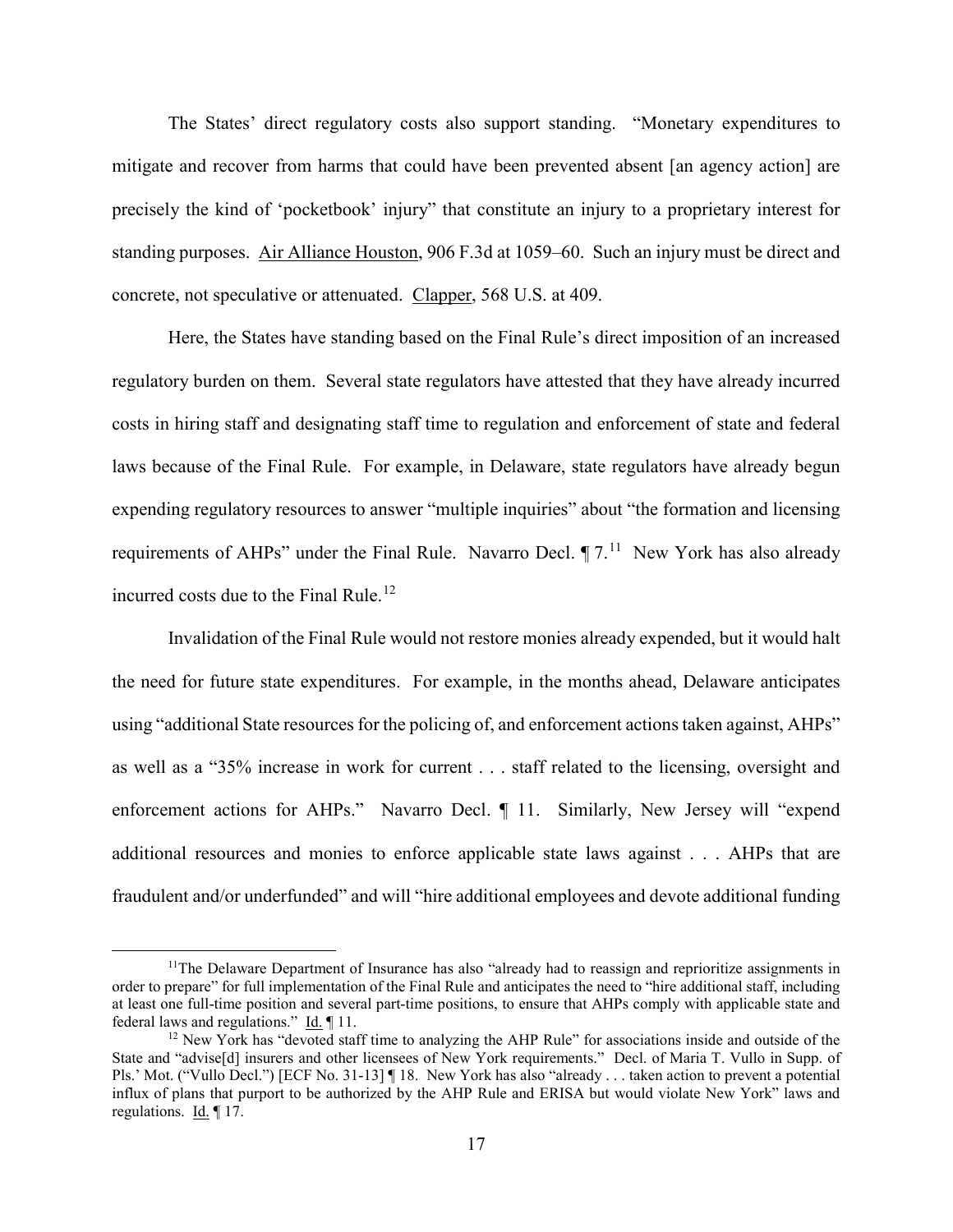The States' direct regulatory costs also support standing. "Monetary expenditures to mitigate and recover from harms that could have been prevented absent [an agency action] are precisely the kind of 'pocketbook' injury" that constitute an injury to a proprietary interest for standing purposes. Air Alliance Houston, 906 F.3d at 1059–60. Such an injury must be direct and concrete, not speculative or attenuated. Clapper, 568 U.S. at 409.

Here, the States have standing based on the Final Rule's direct imposition of an increased regulatory burden on them. Several state regulators have attested that they have already incurred costs in hiring staff and designating staff time to regulation and enforcement of state and federal laws because of the Final Rule. For example, in Delaware, state regulators have already begun expending regulatory resources to answer "multiple inquiries" about "the formation and licensing requirements of AHPs" under the Final Rule. Navarro Decl. ¶ 7.[11] New York has also already incurred costs due to the Final Rule.[12]

Invalidation of the Final Rule would not restore monies already expended, but it would halt the need for future state expenditures. For example, in the months ahead, Delaware anticipates using "additional State resources for the policing of, and enforcement actions taken against, AHPs" as well as a "35% increase in work for current . . . staff related to the licensing, oversight and enforcement actions for AHPs." Navarro Decl. ¶ 11. Similarly, New Jersey will "expend additional resources and monies to enforce applicable state laws against . . . AHPs that are fraudulent and/or underfunded" and will "hire additional employees and devote additional funding

---

[11] The Delaware Department of Insurance has also "already had to reassign and reprioritize assignments in order to prepare" for full implementation of the Final Rule and anticipates the need to "hire additional staff, including at least one full-time position and several part-time positions, to ensure that AHPs comply with applicable state and federal laws and regulations." Id. ¶ 11.

[12] New York has "devoted staff time to analyzing the AHP Rule" for associations inside and outside of the State and "advise[d] insurers and other licensees of New York requirements." Decl. of Maria T. Vullo in Supp. of Pls.' Mot. ("Vullo Decl.") [ECF No. 31-13] ¶ 18. New York has also "already . . . taken action to prevent a potential influx of plans that purport to be authorized by the AHP Rule and ERISA but would violate New York" laws and regulations. Id. ¶ 17.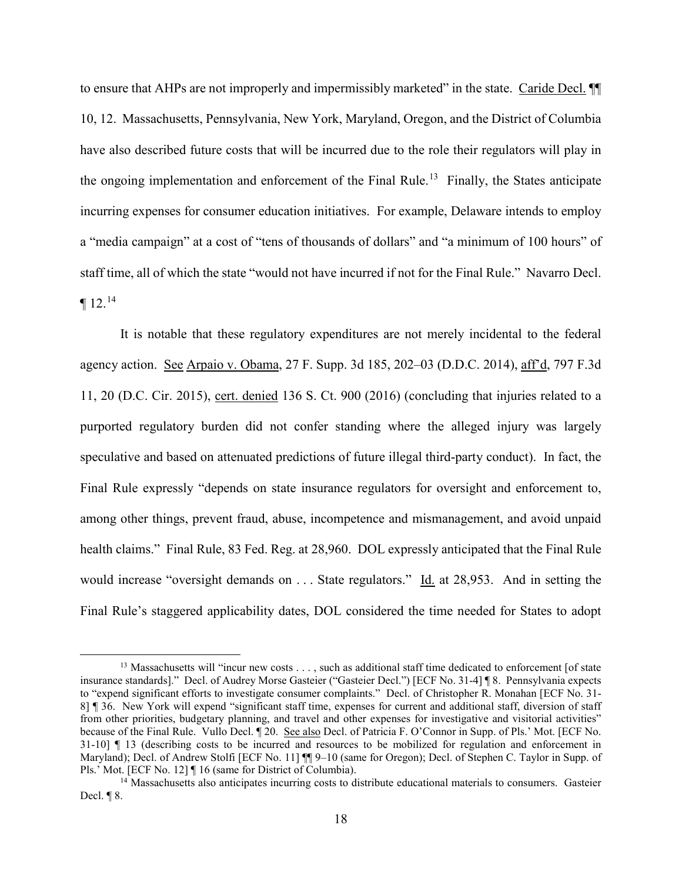to ensure that AHPs are not improperly and impermissibly marketed" in the state. Caride Decl. ¶¶ 10, 12. Massachusetts, Pennsylvania, New York, Maryland, Oregon, and the District of Columbia have also described future costs that will be incurred due to the role their regulators will play in the ongoing implementation and enforcement of the Final Rule.[13] Finally, the States anticipate incurring expenses for consumer education initiatives. For example, Delaware intends to employ a "media campaign" at a cost of "tens of thousands of dollars" and "a minimum of 100 hours" of staff time, all of which the state "would not have incurred if not for the Final Rule." Navarro Decl. ¶ 12.[14]

It is notable that these regulatory expenditures are not merely incidental to the federal agency action. See Arpaio v. Obama, 27 F. Supp. 3d 185, 202–03 (D.D.C. 2014), aff'd, 797 F.3d 11, 20 (D.C. Cir. 2015), cert. denied 136 S. Ct. 900 (2016) (concluding that injuries related to a purported regulatory burden did not confer standing where the alleged injury was largely speculative and based on attenuated predictions of future illegal third-party conduct). In fact, the Final Rule expressly "depends on state insurance regulators for oversight and enforcement to, among other things, prevent fraud, abuse, incompetence and mismanagement, and avoid unpaid health claims." Final Rule, 83 Fed. Reg. at 28,960. DOL expressly anticipated that the Final Rule would increase "oversight demands on . . . State regulators." Id. at 28,953. And in setting the Final Rule's staggered applicability dates, DOL considered the time needed for States to adopt

---

[13] Massachusetts will "incur new costs . . . , such as additional staff time dedicated to enforcement [of state insurance standards]." Decl. of Audrey Morse Gasteier ("Gasteier Decl.") [ECF No. 31-4] ¶ 8. Pennsylvania expects to "expend significant efforts to investigate consumer complaints." Decl. of Christopher R. Monahan [ECF No. 31-8] ¶ 36. New York will expend "significant staff time, expenses for current and additional staff, diversion of staff from other priorities, budgetary planning, and travel and other expenses for investigative and visitorial activities" because of the Final Rule. Vullo Decl. ¶ 20. See also Decl. of Patricia F. O'Connor in Supp. of Pls.' Mot. [ECF No. 31-10] ¶ 13 (describing costs to be incurred and resources to be mobilized for regulation and enforcement in Maryland); Decl. of Andrew Stolfi [ECF No. 11] ¶¶ 9–10 (same for Oregon); Decl. of Stephen C. Taylor in Supp. of Pls.' Mot. [ECF No. 12] ¶ 16 (same for District of Columbia).

[14] Massachusetts also anticipates incurring costs to distribute educational materials to consumers. Gasteier Decl. ¶ 8.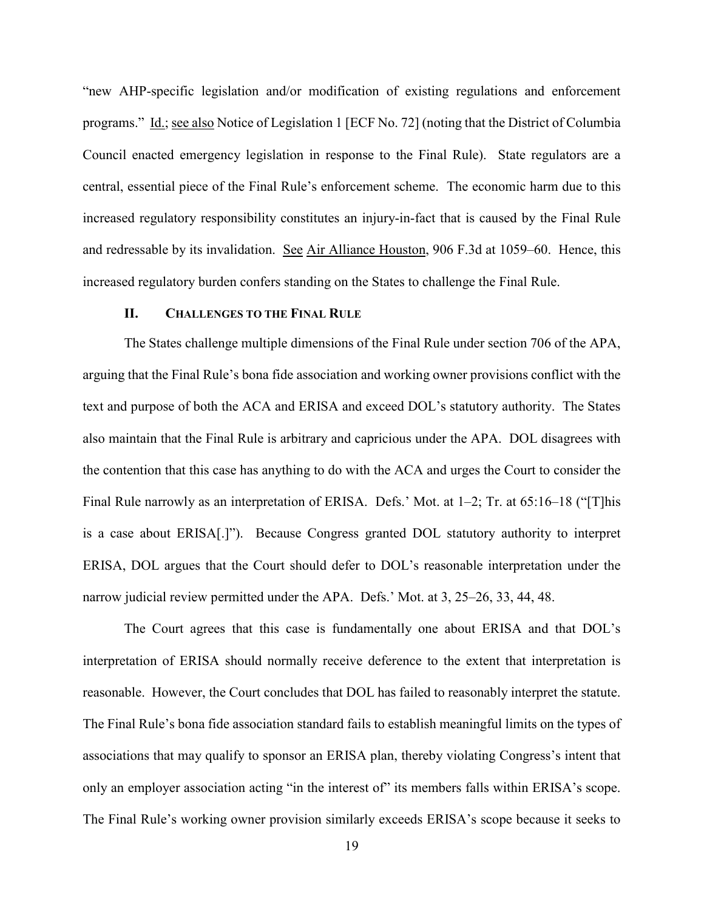"new AHP-specific legislation and/or modification of existing regulations and enforcement programs." Id.; see also Notice of Legislation 1 [ECF No. 72] (noting that the District of Columbia Council enacted emergency legislation in response to the Final Rule). State regulators are a central, essential piece of the Final Rule's enforcement scheme. The economic harm due to this increased regulatory responsibility constitutes an injury-in-fact that is caused by the Final Rule and redressable by its invalidation. See Air Alliance Houston, 906 F.3d at 1059–60. Hence, this increased regulatory burden confers standing on the States to challenge the Final Rule.

### II. CHALLENGES TO THE FINAL RULE

The States challenge multiple dimensions of the Final Rule under section 706 of the APA, arguing that the Final Rule's bona fide association and working owner provisions conflict with the text and purpose of both the ACA and ERISA and exceed DOL's statutory authority. The States also maintain that the Final Rule is arbitrary and capricious under the APA. DOL disagrees with the contention that this case has anything to do with the ACA and urges the Court to consider the Final Rule narrowly as an interpretation of ERISA. Defs.' Mot. at 1–2; Tr. at 65:16–18 ("[T]his is a case about ERISA[.]"). Because Congress granted DOL statutory authority to interpret ERISA, DOL argues that the Court should defer to DOL's reasonable interpretation under the narrow judicial review permitted under the APA. Defs.' Mot. at 3, 25–26, 33, 44, 48.

The Court agrees that this case is fundamentally one about ERISA and that DOL's interpretation of ERISA should normally receive deference to the extent that interpretation is reasonable. However, the Court concludes that DOL has failed to reasonably interpret the statute. The Final Rule's bona fide association standard fails to establish meaningful limits on the types of associations that may qualify to sponsor an ERISA plan, thereby violating Congress's intent that only an employer association acting "in the interest of" its members falls within ERISA's scope. The Final Rule's working owner provision similarly exceeds ERISA's scope because it seeks to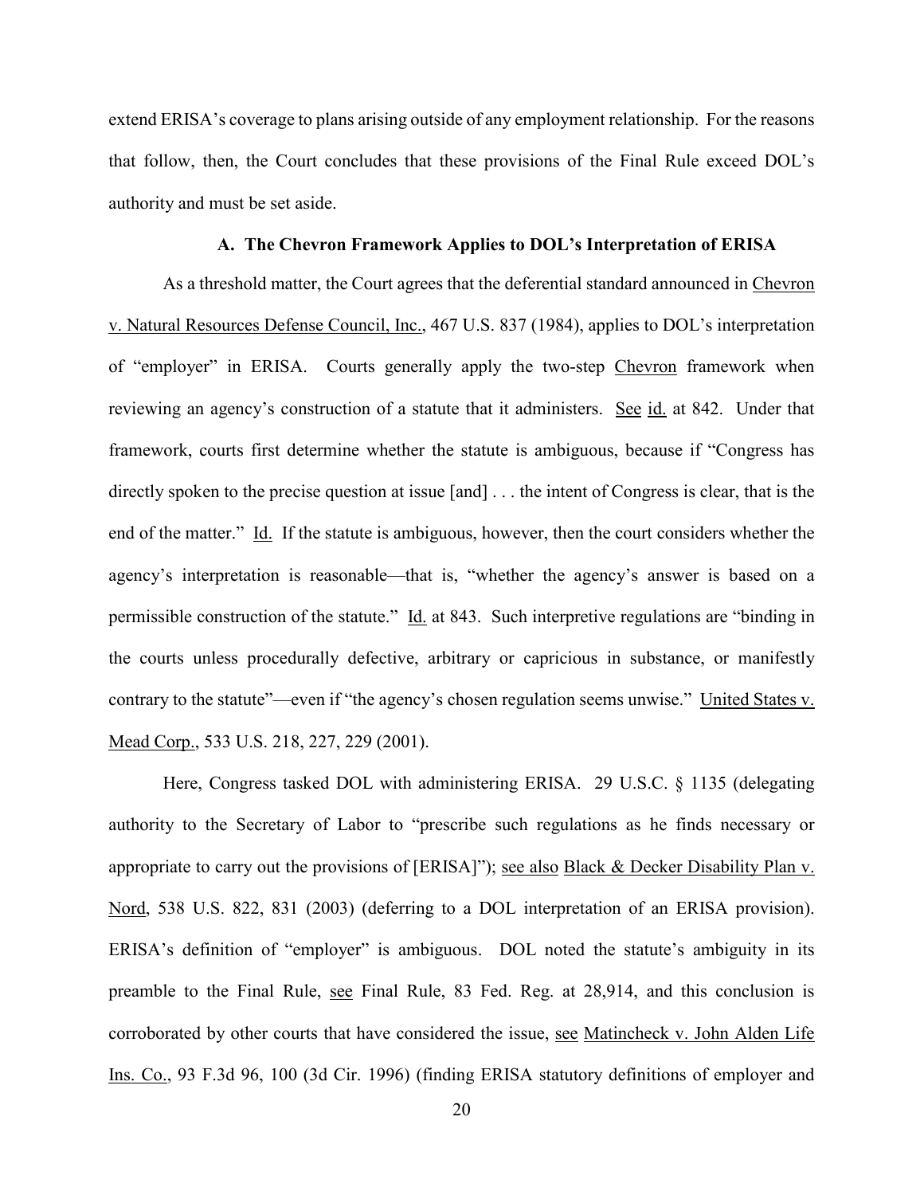extend ERISA's coverage to plans arising outside of any employment relationship. For the reasons that follow, then, the Court concludes that these provisions of the Final Rule exceed DOL's authority and must be set aside.

### A. The Chevron Framework Applies to DOL's Interpretation of ERISA

As a threshold matter, the Court agrees that the deferential standard announced in Chevron v. Natural Resources Defense Council, Inc., 467 U.S. 837 (1984), applies to DOL's interpretation of "employer" in ERISA. Courts generally apply the two-step Chevron framework when reviewing an agency's construction of a statute that it administers. See id. at 842. Under that framework, courts first determine whether the statute is ambiguous, because if "Congress has directly spoken to the precise question at issue [and] . . . the intent of Congress is clear, that is the end of the matter." Id. If the statute is ambiguous, however, then the court considers whether the agency's interpretation is reasonable—that is, "whether the agency's answer is based on a permissible construction of the statute." Id. at 843. Such interpretive regulations are "binding in the courts unless procedurally defective, arbitrary or capricious in substance, or manifestly contrary to the statute"—even if "the agency's chosen regulation seems unwise." United States v. Mead Corp., 533 U.S. 218, 227, 229 (2001).

Here, Congress tasked DOL with administering ERISA. 29 U.S.C. § 1135 (delegating authority to the Secretary of Labor to "prescribe such regulations as he finds necessary or appropriate to carry out the provisions of [ERISA]"); see also Black & Decker Disability Plan v. Nord, 538 U.S. 822, 831 (2003) (deferring to a DOL interpretation of an ERISA provision). ERISA's definition of "employer" is ambiguous. DOL noted the statute's ambiguity in its preamble to the Final Rule, see Final Rule, 83 Fed. Reg. at 28,914, and this conclusion is corroborated by other courts that have considered the issue, see Matincheck v. John Alden Life Ins. Co., 93 F.3d 96, 100 (3d Cir. 1996) (finding ERISA statutory definitions of employer and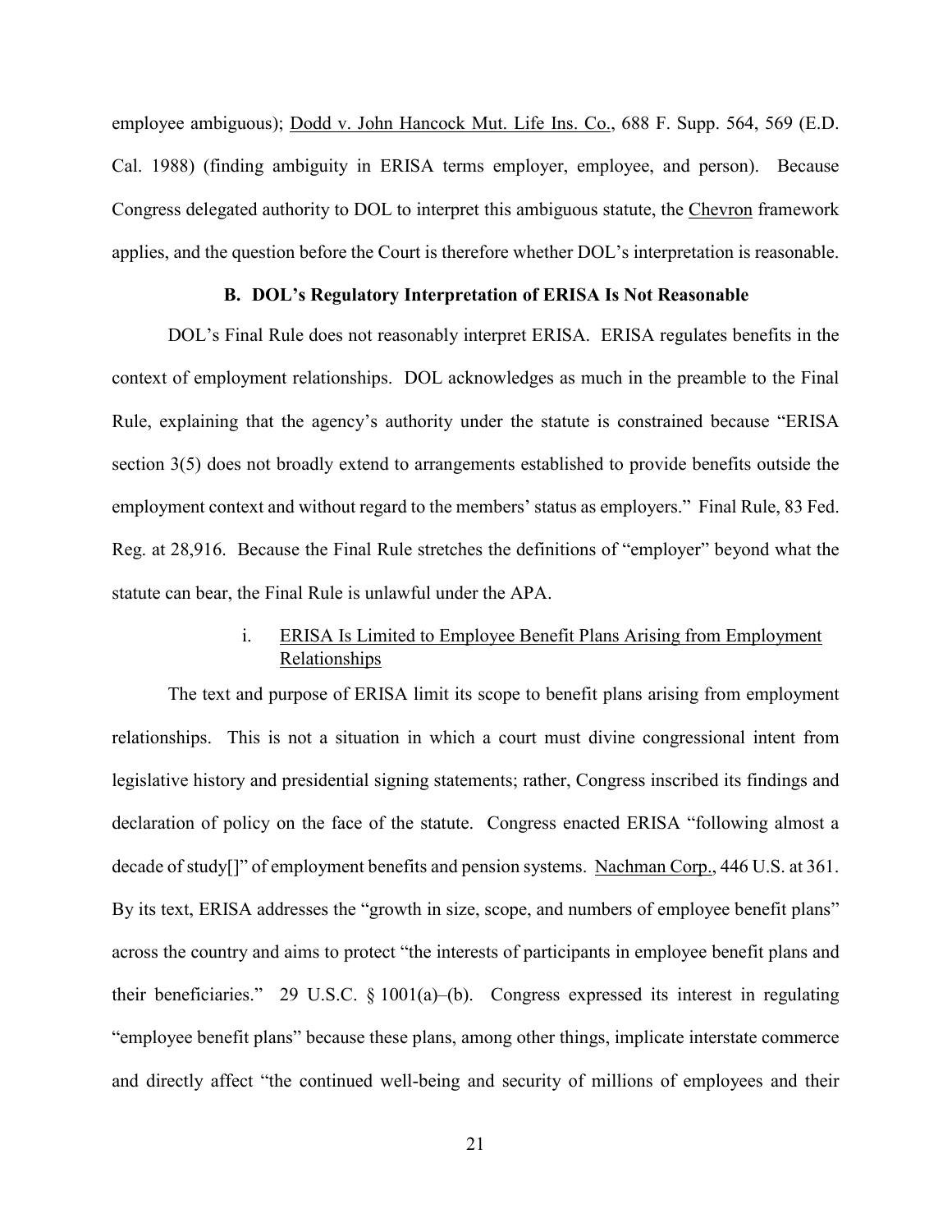employee ambiguous); Dodd v. John Hancock Mut. Life Ins. Co., 688 F. Supp. 564, 569 (E.D. Cal. 1988) (finding ambiguity in ERISA terms employer, employee, and person). Because Congress delegated authority to DOL to interpret this ambiguous statute, the Chevron framework applies, and the question before the Court is therefore whether DOL's interpretation is reasonable.

### B. DOL's Regulatory Interpretation of ERISA Is Not Reasonable

DOL's Final Rule does not reasonably interpret ERISA. ERISA regulates benefits in the context of employment relationships. DOL acknowledges as much in the preamble to the Final Rule, explaining that the agency's authority under the statute is constrained because "ERISA section 3(5) does not broadly extend to arrangements established to provide benefits outside the employment context and without regard to the members' status as employers." Final Rule, 83 Fed. Reg. at 28,916. Because the Final Rule stretches the definitions of "employer" beyond what the statute can bear, the Final Rule is unlawful under the APA.

#### i. ERISA Is Limited to Employee Benefit Plans Arising from Employment Relationships

The text and purpose of ERISA limit its scope to benefit plans arising from employment relationships. This is not a situation in which a court must divine congressional intent from legislative history and presidential signing statements; rather, Congress inscribed its findings and declaration of policy on the face of the statute. Congress enacted ERISA "following almost a decade of study[]" of employment benefits and pension systems. Nachman Corp., 446 U.S. at 361. By its text, ERISA addresses the "growth in size, scope, and numbers of employee benefit plans" across the country and aims to protect "the interests of participants in employee benefit plans and their beneficiaries." 29 U.S.C. § 1001(a)–(b). Congress expressed its interest in regulating "employee benefit plans" because these plans, among other things, implicate interstate commerce and directly affect "the continued well-being and security of millions of employees and their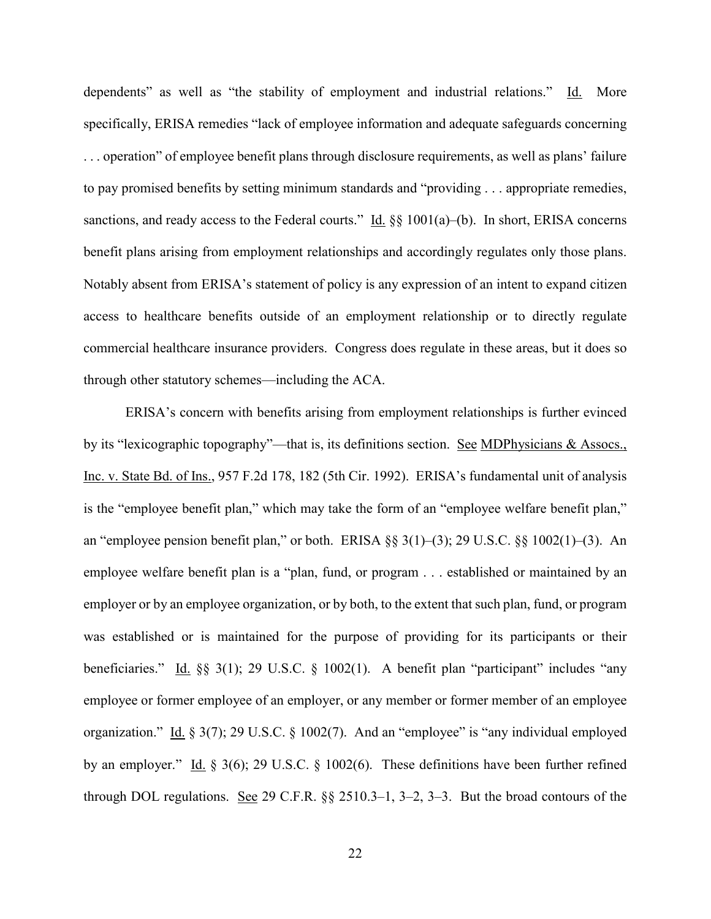dependents" as well as "the stability of employment and industrial relations." Id. More specifically, ERISA remedies "lack of employee information and adequate safeguards concerning . . . operation" of employee benefit plans through disclosure requirements, as well as plans' failure to pay promised benefits by setting minimum standards and "providing . . . appropriate remedies, sanctions, and ready access to the Federal courts." Id. §§ 1001(a)–(b). In short, ERISA concerns benefit plans arising from employment relationships and accordingly regulates only those plans. Notably absent from ERISA's statement of policy is any expression of an intent to expand citizen access to healthcare benefits outside of an employment relationship or to directly regulate commercial healthcare insurance providers. Congress does regulate in these areas, but it does so through other statutory schemes—including the ACA.

ERISA's concern with benefits arising from employment relationships is further evinced by its "lexicographic topography"—that is, its definitions section. See MDPhysicians & Assocs., Inc. v. State Bd. of Ins., 957 F.2d 178, 182 (5th Cir. 1992). ERISA's fundamental unit of analysis is the "employee benefit plan," which may take the form of an "employee welfare benefit plan," an "employee pension benefit plan," or both. ERISA §§ 3(1)–(3); 29 U.S.C. §§ 1002(1)–(3). An employee welfare benefit plan is a "plan, fund, or program . . . established or maintained by an employer or by an employee organization, or by both, to the extent that such plan, fund, or program was established or is maintained for the purpose of providing for its participants or their beneficiaries." Id. §§ 3(1); 29 U.S.C. § 1002(1). A benefit plan "participant" includes "any employee or former employee of an employer, or any member or former member of an employee organization." Id. § 3(7); 29 U.S.C. § 1002(7). And an "employee" is "any individual employed by an employer." Id. § 3(6); 29 U.S.C. § 1002(6). These definitions have been further refined through DOL regulations. See 29 C.F.R. §§ 2510.3–1, 3–2, 3–3. But the broad contours of the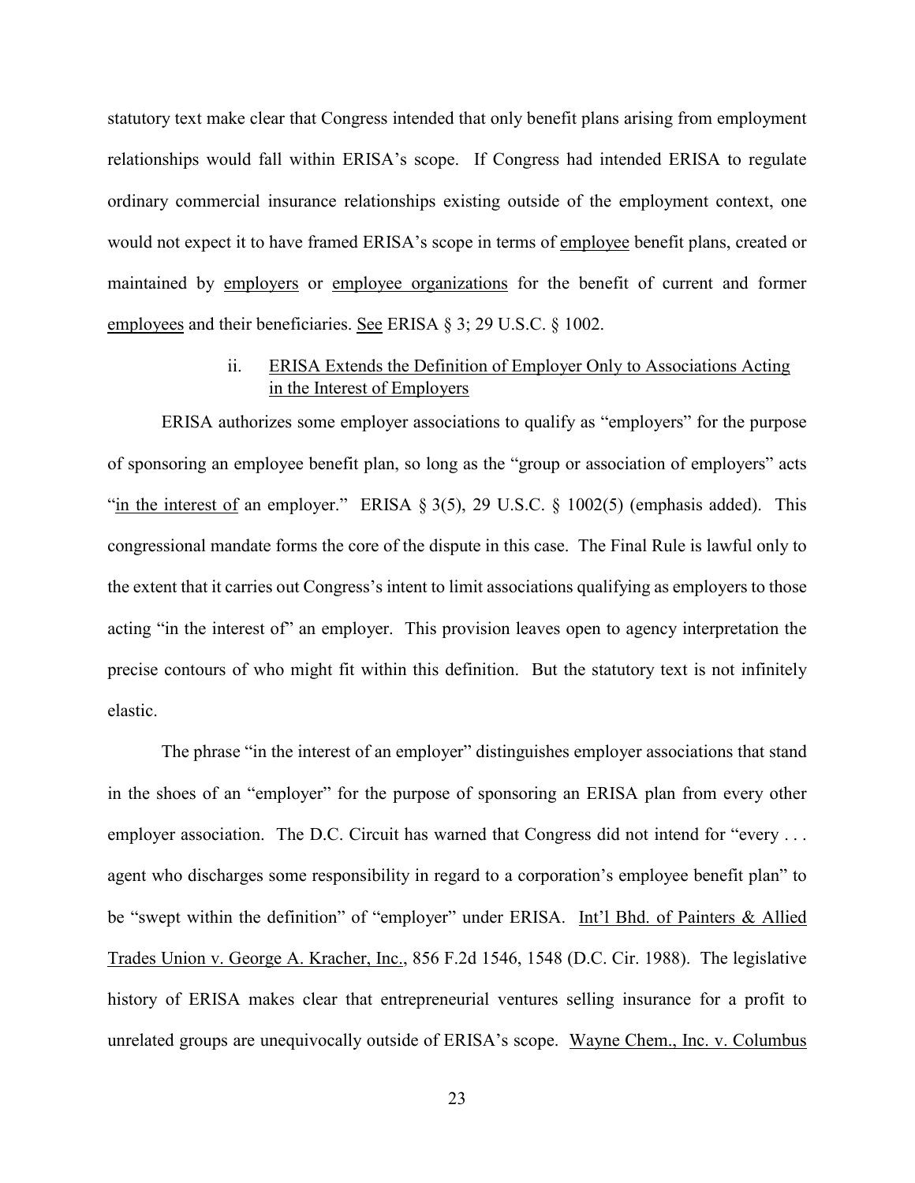statutory text make clear that Congress intended that only benefit plans arising from employment relationships would fall within ERISA's scope. If Congress had intended ERISA to regulate ordinary commercial insurance relationships existing outside of the employment context, one would not expect it to have framed ERISA's scope in terms of <u>employee</u> benefit plans, created or maintained by <u>employers</u> or <u>employee organizations</u> for the benefit of current and former <u>employees</u> and their beneficiaries. <u>See</u> ERISA § 3; 29 U.S.C. § 1002.

#### ii. <u>ERISA Extends the Definition of Employer Only to Associations Acting in the Interest of Employers</u>

ERISA authorizes some employer associations to qualify as "employers" for the purpose of sponsoring an employee benefit plan, so long as the "group or association of employers" acts "<u>in the interest of</u> an employer." ERISA § 3(5), 29 U.S.C. § 1002(5) (emphasis added). This congressional mandate forms the core of the dispute in this case. The Final Rule is lawful only to the extent that it carries out Congress's intent to limit associations qualifying as employers to those acting "in the interest of" an employer. This provision leaves open to agency interpretation the precise contours of who might fit within this definition. But the statutory text is not infinitely elastic.

The phrase "in the interest of an employer" distinguishes employer associations that stand in the shoes of an "employer" for the purpose of sponsoring an ERISA plan from every other employer association. The D.C. Circuit has warned that Congress did not intend for "every . . . agent who discharges some responsibility in regard to a corporation's employee benefit plan" to be "swept within the definition" of "employer" under ERISA. <u>Int'l Bhd. of Painters & Allied Trades Union v. George A. Kracher, Inc.</u>, 856 F.2d 1546, 1548 (D.C. Cir. 1988). The legislative history of ERISA makes clear that entrepreneurial ventures selling insurance for a profit to unrelated groups are unequivocally outside of ERISA's scope. <u>Wayne Chem., Inc. v. Columbus</u>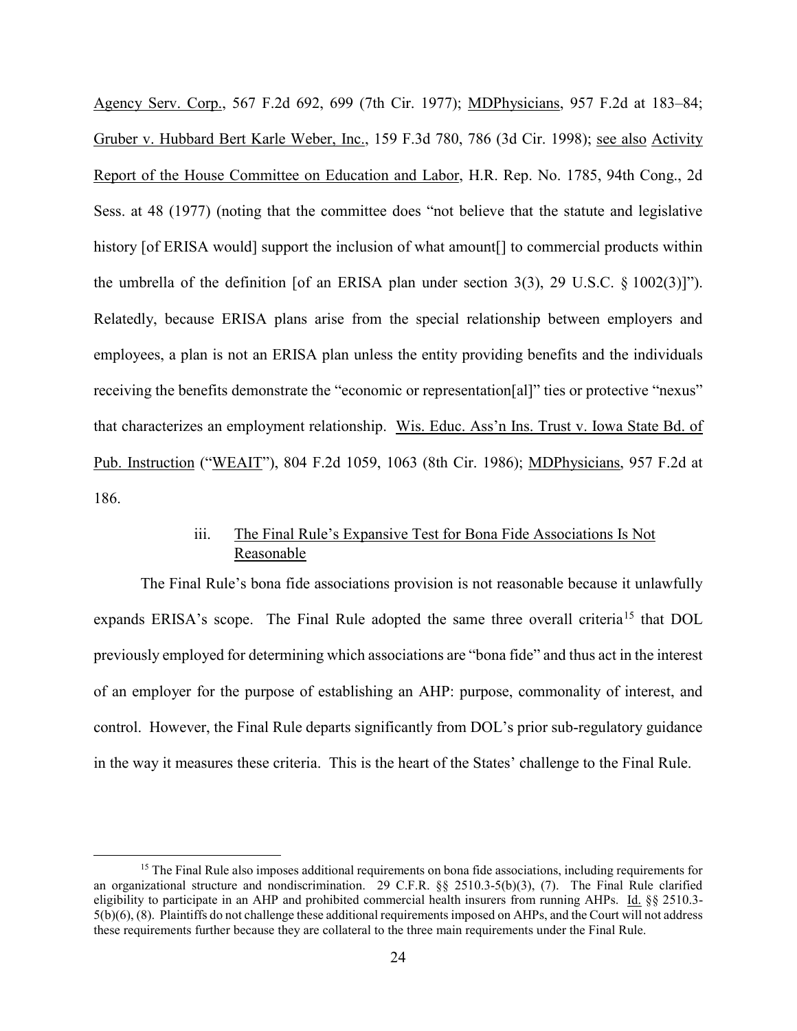Agency Serv. Corp., 567 F.2d 692, 699 (7th Cir. 1977); MDPhysicians, 957 F.2d at 183–84; Gruber v. Hubbard Bert Karle Weber, Inc., 159 F.3d 780, 786 (3d Cir. 1998); see also Activity Report of the House Committee on Education and Labor, H.R. Rep. No. 1785, 94th Cong., 2d Sess. at 48 (1977) (noting that the committee does "not believe that the statute and legislative history [of ERISA would] support the inclusion of what amount[] to commercial products within the umbrella of the definition [of an ERISA plan under section 3(3), 29 U.S.C. § 1002(3)]"). Relatedly, because ERISA plans arise from the special relationship between employers and employees, a plan is not an ERISA plan unless the entity providing benefits and the individuals receiving the benefits demonstrate the "economic or representation[al]" ties or protective "nexus" that characterizes an employment relationship. Wis. Educ. Ass'n Ins. Trust v. Iowa State Bd. of Pub. Instruction ("WEAIT"), 804 F.2d 1059, 1063 (8th Cir. 1986); MDPhysicians, 957 F.2d at 186.

### iii. The Final Rule's Expansive Test for Bona Fide Associations Is Not Reasonable

The Final Rule's bona fide associations provision is not reasonable because it unlawfully expands ERISA's scope. The Final Rule adopted the same three overall criteria[15] that DOL previously employed for determining which associations are "bona fide" and thus act in the interest of an employer for the purpose of establishing an AHP: purpose, commonality of interest, and control. However, the Final Rule departs significantly from DOL's prior sub-regulatory guidance in the way it measures these criteria. This is the heart of the States' challenge to the Final Rule.

[15] The Final Rule also imposes additional requirements on bona fide associations, including requirements for an organizational structure and nondiscrimination. 29 C.F.R. §§ 2510.3-5(b)(3), (7). The Final Rule clarified eligibility to participate in an AHP and prohibited commercial health insurers from running AHPs. Id. §§ 2510.3-5(b)(6), (8). Plaintiffs do not challenge these additional requirements imposed on AHPs, and the Court will not address these requirements further because they are collateral to the three main requirements under the Final Rule.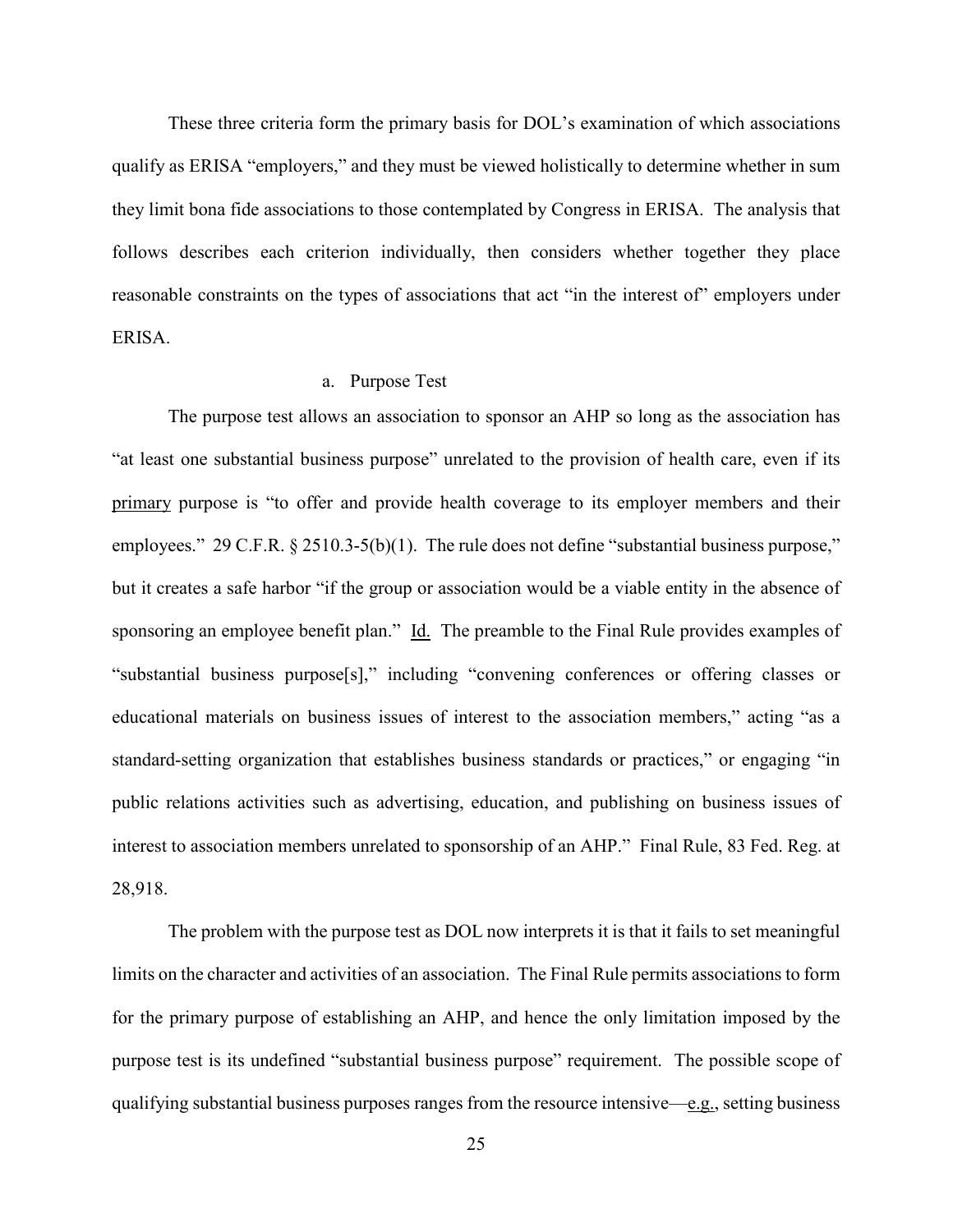These three criteria form the primary basis for DOL's examination of which associations qualify as ERISA "employers," and they must be viewed holistically to determine whether in sum they limit bona fide associations to those contemplated by Congress in ERISA. The analysis that follows describes each criterion individually, then considers whether together they place reasonable constraints on the types of associations that act "in the interest of" employers under ERISA.

a. Purpose Test

The purpose test allows an association to sponsor an AHP so long as the association has "at least one substantial business purpose" unrelated to the provision of health care, even if its primary purpose is "to offer and provide health coverage to its employer members and their employees." 29 C.F.R. § 2510.3-5(b)(1). The rule does not define "substantial business purpose," but it creates a safe harbor "if the group or association would be a viable entity in the absence of sponsoring an employee benefit plan." Id. The preamble to the Final Rule provides examples of "substantial business purpose[s]," including "convening conferences or offering classes or educational materials on business issues of interest to the association members," acting "as a standard-setting organization that establishes business standards or practices," or engaging "in public relations activities such as advertising, education, and publishing on business issues of interest to association members unrelated to sponsorship of an AHP." Final Rule, 83 Fed. Reg. at 28,918.

The problem with the purpose test as DOL now interprets it is that it fails to set meaningful limits on the character and activities of an association. The Final Rule permits associations to form for the primary purpose of establishing an AHP, and hence the only limitation imposed by the purpose test is its undefined "substantial business purpose" requirement. The possible scope of qualifying substantial business purposes ranges from the resource intensive—e.g., setting business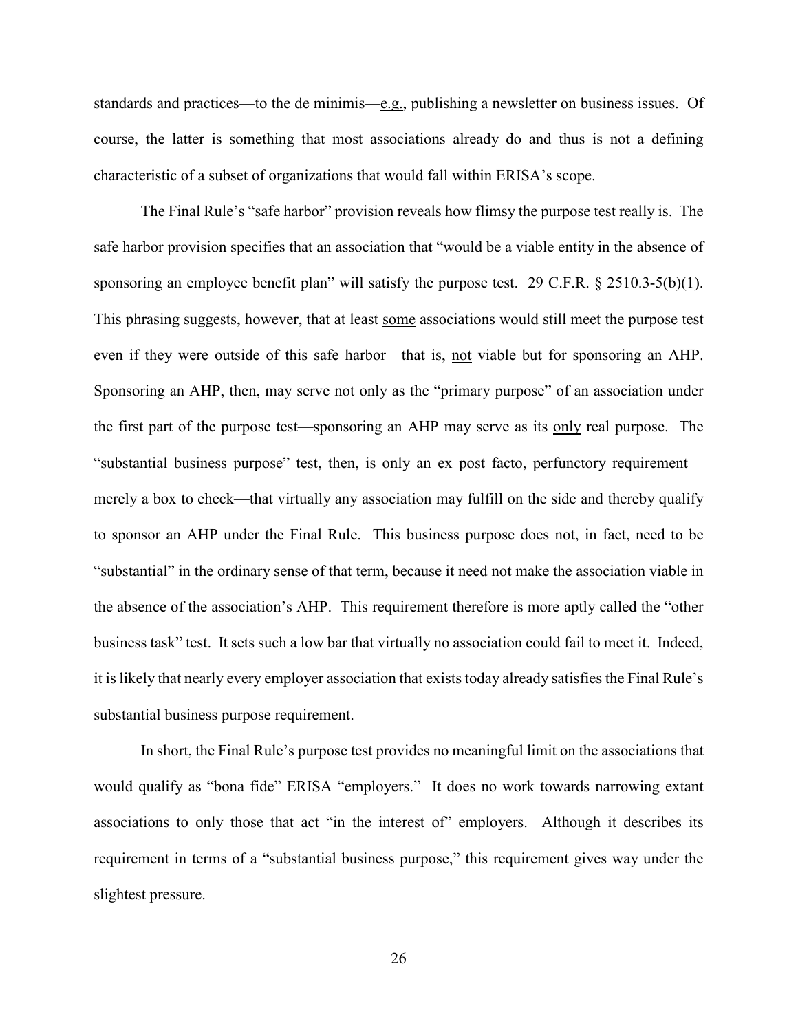standards and practices—to the de minimis—e.g., publishing a newsletter on business issues. Of course, the latter is something that most associations already do and thus is not a defining characteristic of a subset of organizations that would fall within ERISA's scope.

The Final Rule's "safe harbor" provision reveals how flimsy the purpose test really is. The safe harbor provision specifies that an association that "would be a viable entity in the absence of sponsoring an employee benefit plan" will satisfy the purpose test. 29 C.F.R. § 2510.3-5(b)(1). This phrasing suggests, however, that at least some associations would still meet the purpose test even if they were outside of this safe harbor—that is, not viable but for sponsoring an AHP. Sponsoring an AHP, then, may serve not only as the "primary purpose" of an association under the first part of the purpose test—sponsoring an AHP may serve as its only real purpose. The "substantial business purpose" test, then, is only an ex post facto, perfunctory requirement—merely a box to check—that virtually any association may fulfill on the side and thereby qualify to sponsor an AHP under the Final Rule. This business purpose does not, in fact, need to be "substantial" in the ordinary sense of that term, because it need not make the association viable in the absence of the association's AHP. This requirement therefore is more aptly called the "other business task" test. It sets such a low bar that virtually no association could fail to meet it. Indeed, it is likely that nearly every employer association that exists today already satisfies the Final Rule's substantial business purpose requirement.

In short, the Final Rule's purpose test provides no meaningful limit on the associations that would qualify as "bona fide" ERISA "employers." It does no work towards narrowing extant associations to only those that act "in the interest of" employers. Although it describes its requirement in terms of a "substantial business purpose," this requirement gives way under the slightest pressure.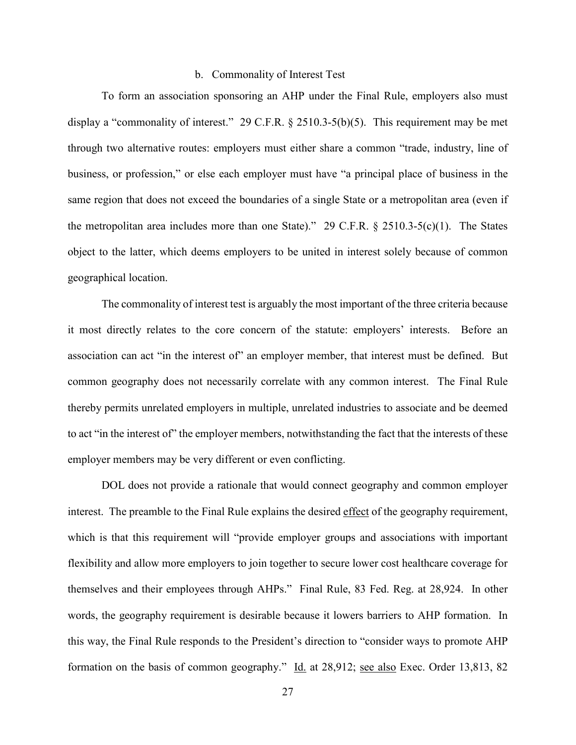### b. Commonality of Interest Test

To form an association sponsoring an AHP under the Final Rule, employers also must display a "commonality of interest." 29 C.F.R. § 2510.3-5(b)(5). This requirement may be met through two alternative routes: employers must either share a common "trade, industry, line of business, or profession," or else each employer must have "a principal place of business in the same region that does not exceed the boundaries of a single State or a metropolitan area (even if the metropolitan area includes more than one State)." 29 C.F.R. § 2510.3-5(c)(1). The States object to the latter, which deems employers to be united in interest solely because of common geographical location.

The commonality of interest test is arguably the most important of the three criteria because it most directly relates to the core concern of the statute: employers' interests. Before an association can act "in the interest of" an employer member, that interest must be defined. But common geography does not necessarily correlate with any common interest. The Final Rule thereby permits unrelated employers in multiple, unrelated industries to associate and be deemed to act "in the interest of" the employer members, notwithstanding the fact that the interests of these employer members may be very different or even conflicting.

DOL does not provide a rationale that would connect geography and common employer interest. The preamble to the Final Rule explains the desired effect of the geography requirement, which is that this requirement will "provide employer groups and associations with important flexibility and allow more employers to join together to secure lower cost healthcare coverage for themselves and their employees through AHPs." Final Rule, 83 Fed. Reg. at 28,924. In other words, the geography requirement is desirable because it lowers barriers to AHP formation. In this way, the Final Rule responds to the President's direction to "consider ways to promote AHP formation on the basis of common geography." Id. at 28,912; see also Exec. Order 13,813, 82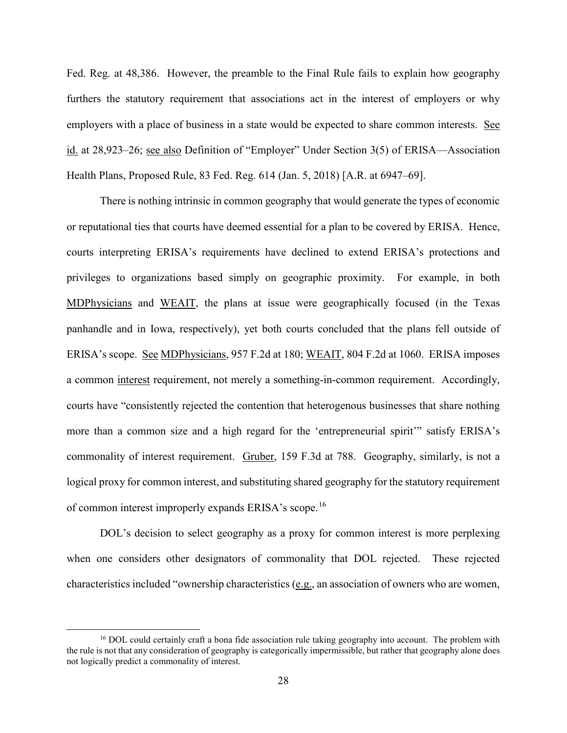Fed. Reg. at 48,386. However, the preamble to the Final Rule fails to explain how geography furthers the statutory requirement that associations act in the interest of employers or why employers with a place of business in a state would be expected to share common interests. See id. at 28,923–26; see also Definition of "Employer" Under Section 3(5) of ERISA—Association Health Plans, Proposed Rule, 83 Fed. Reg. 614 (Jan. 5, 2018) [A.R. at 6947–69].

There is nothing intrinsic in common geography that would generate the types of economic or reputational ties that courts have deemed essential for a plan to be covered by ERISA. Hence, courts interpreting ERISA's requirements have declined to extend ERISA's protections and privileges to organizations based simply on geographic proximity. For example, in both MDPhysicians and WEAIT, the plans at issue were geographically focused (in the Texas panhandle and in Iowa, respectively), yet both courts concluded that the plans fell outside of ERISA's scope. See MDPhysicians, 957 F.2d at 180; WEAIT, 804 F.2d at 1060. ERISA imposes a common interest requirement, not merely a something-in-common requirement. Accordingly, courts have "consistently rejected the contention that heterogenous businesses that share nothing more than a common size and a high regard for the 'entrepreneurial spirit'" satisfy ERISA's commonality of interest requirement. Gruber, 159 F.3d at 788. Geography, similarly, is not a logical proxy for common interest, and substituting shared geography for the statutory requirement of common interest improperly expands ERISA's scope.[16]

DOL's decision to select geography as a proxy for common interest is more perplexing when one considers other designators of commonality that DOL rejected. These rejected characteristics included "ownership characteristics (e.g., an association of owners who are women,

[16] DOL could certainly craft a bona fide association rule taking geography into account. The problem with the rule is not that any consideration of geography is categorically impermissible, but rather that geography alone does not logically predict a commonality of interest.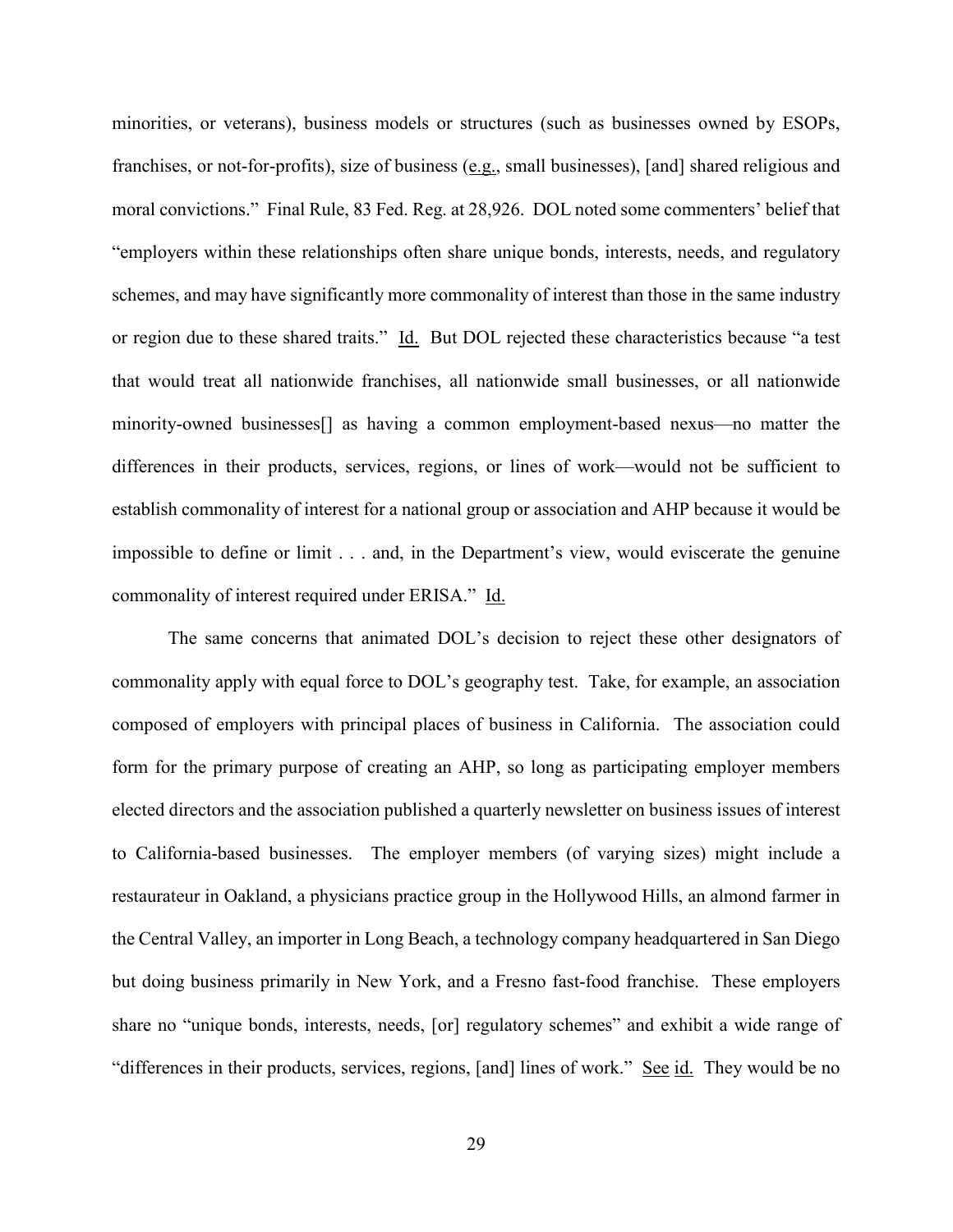minorities, or veterans), business models or structures (such as businesses owned by ESOPs, franchises, or not-for-profits), size of business (e.g., small businesses), [and] shared religious and moral convictions." Final Rule, 83 Fed. Reg. at 28,926. DOL noted some commenters' belief that "employers within these relationships often share unique bonds, interests, needs, and regulatory schemes, and may have significantly more commonality of interest than those in the same industry or region due to these shared traits." Id. But DOL rejected these characteristics because "a test that would treat all nationwide franchises, all nationwide small businesses, or all nationwide minority-owned businesses[] as having a common employment-based nexus—no matter the differences in their products, services, regions, or lines of work—would not be sufficient to establish commonality of interest for a national group or association and AHP because it would be impossible to define or limit . . . and, in the Department's view, would eviscerate the genuine commonality of interest required under ERISA." Id.

The same concerns that animated DOL's decision to reject these other designators of commonality apply with equal force to DOL's geography test. Take, for example, an association composed of employers with principal places of business in California. The association could form for the primary purpose of creating an AHP, so long as participating employer members elected directors and the association published a quarterly newsletter on business issues of interest to California-based businesses. The employer members (of varying sizes) might include a restaurateur in Oakland, a physicians practice group in the Hollywood Hills, an almond farmer in the Central Valley, an importer in Long Beach, a technology company headquartered in San Diego but doing business primarily in New York, and a Fresno fast-food franchise. These employers share no "unique bonds, interests, needs, [or] regulatory schemes" and exhibit a wide range of "differences in their products, services, regions, [and] lines of work." See id. They would be no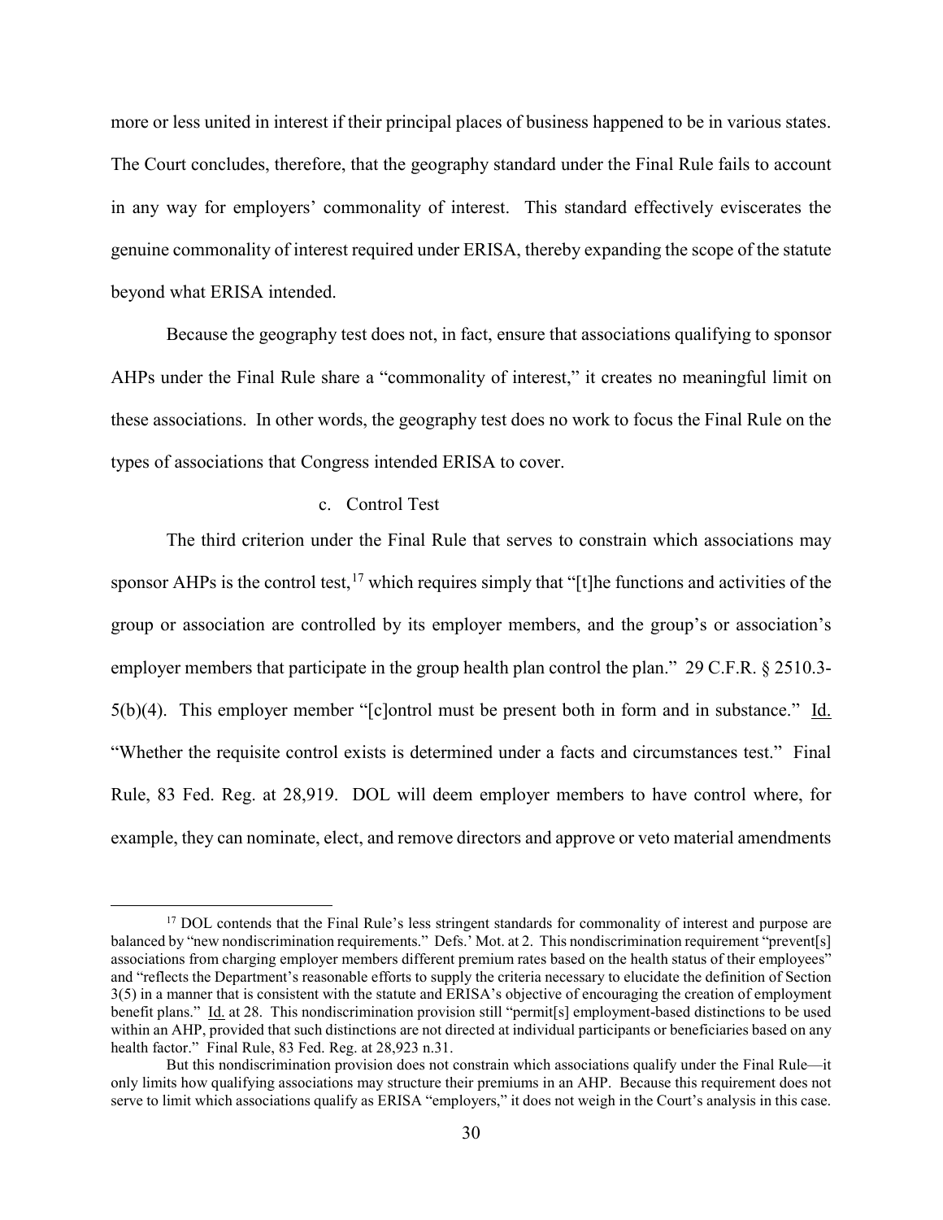more or less united in interest if their principal places of business happened to be in various states. The Court concludes, therefore, that the geography standard under the Final Rule fails to account in any way for employers' commonality of interest. This standard effectively eviscerates the genuine commonality of interest required under ERISA, thereby expanding the scope of the statute beyond what ERISA intended.

Because the geography test does not, in fact, ensure that associations qualifying to sponsor AHPs under the Final Rule share a "commonality of interest," it creates no meaningful limit on these associations. In other words, the geography test does no work to focus the Final Rule on the types of associations that Congress intended ERISA to cover.

c. Control Test

The third criterion under the Final Rule that serves to constrain which associations may sponsor AHPs is the control test,[17] which requires simply that "[t]he functions and activities of the group or association are controlled by its employer members, and the group's or association's employer members that participate in the group health plan control the plan." 29 C.F.R. § 2510.3-5(b)(4). This employer member "[c]ontrol must be present both in form and in substance." Id. "Whether the requisite control exists is determined under a facts and circumstances test." Final Rule, 83 Fed. Reg. at 28,919. DOL will deem employer members to have control where, for example, they can nominate, elect, and remove directors and approve or veto material amendments

---

[17] DOL contends that the Final Rule's less stringent standards for commonality of interest and purpose are balanced by "new nondiscrimination requirements." Defs.' Mot. at 2. This nondiscrimination requirement "prevent[s] associations from charging employer members different premium rates based on the health status of their employees" and "reflects the Department's reasonable efforts to supply the criteria necessary to elucidate the definition of Section 3(5) in a manner that is consistent with the statute and ERISA's objective of encouraging the creation of employment benefit plans." Id. at 28. This nondiscrimination provision still "permit[s] employment-based distinctions to be used within an AHP, provided that such distinctions are not directed at individual participants or beneficiaries based on any health factor." Final Rule, 83 Fed. Reg. at 28,923 n.31.

But this nondiscrimination provision does not constrain which associations qualify under the Final Rule—it only limits how qualifying associations may structure their premiums in an AHP. Because this requirement does not serve to limit which associations qualify as ERISA "employers," it does not weigh in the Court's analysis in this case.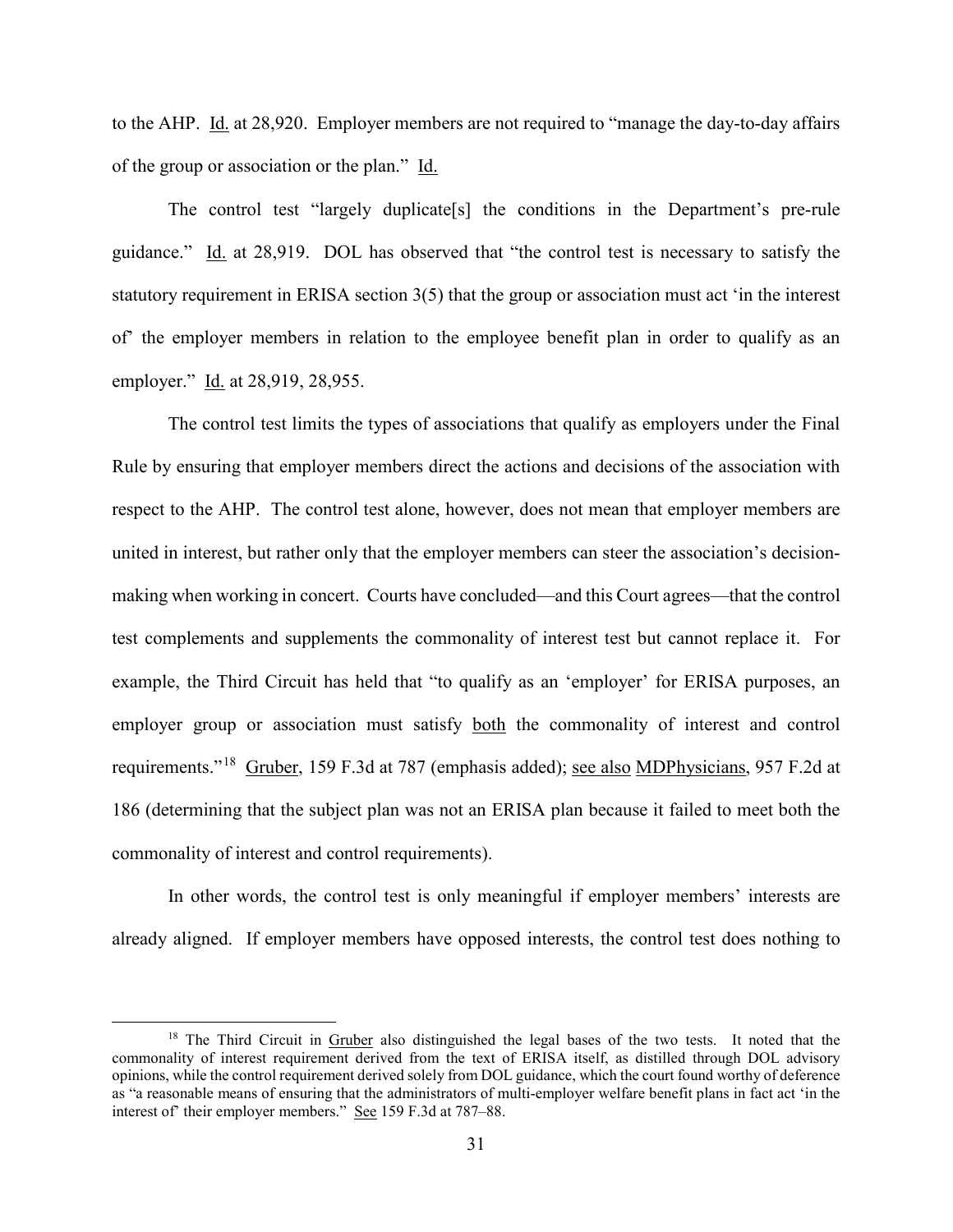to the AHP. Id. at 28,920. Employer members are not required to "manage the day-to-day affairs of the group or association or the plan." Id.

The control test "largely duplicate[s] the conditions in the Department's pre-rule guidance." Id. at 28,919. DOL has observed that "the control test is necessary to satisfy the statutory requirement in ERISA section 3(5) that the group or association must act 'in the interest of' the employer members in relation to the employee benefit plan in order to qualify as an employer." Id. at 28,919, 28,955.

The control test limits the types of associations that qualify as employers under the Final Rule by ensuring that employer members direct the actions and decisions of the association with respect to the AHP. The control test alone, however, does not mean that employer members are united in interest, but rather only that the employer members can steer the association's decision-making when working in concert. Courts have concluded—and this Court agrees—that the control test complements and supplements the commonality of interest test but cannot replace it. For example, the Third Circuit has held that "to qualify as an 'employer' for ERISA purposes, an employer group or association must satisfy both the commonality of interest and control requirements."[18] Gruber, 159 F.3d at 787 (emphasis added); see also MDPhysicians, 957 F.2d at 186 (determining that the subject plan was not an ERISA plan because it failed to meet both the commonality of interest and control requirements).

In other words, the control test is only meaningful if employer members' interests are already aligned. If employer members have opposed interests, the control test does nothing to

[18] The Third Circuit in Gruber also distinguished the legal bases of the two tests. It noted that the commonality of interest requirement derived from the text of ERISA itself, as distilled through DOL advisory opinions, while the control requirement derived solely from DOL guidance, which the court found worthy of deference as "a reasonable means of ensuring that the administrators of multi-employer welfare benefit plans in fact act 'in the interest of' their employer members." See 159 F.3d at 787–88.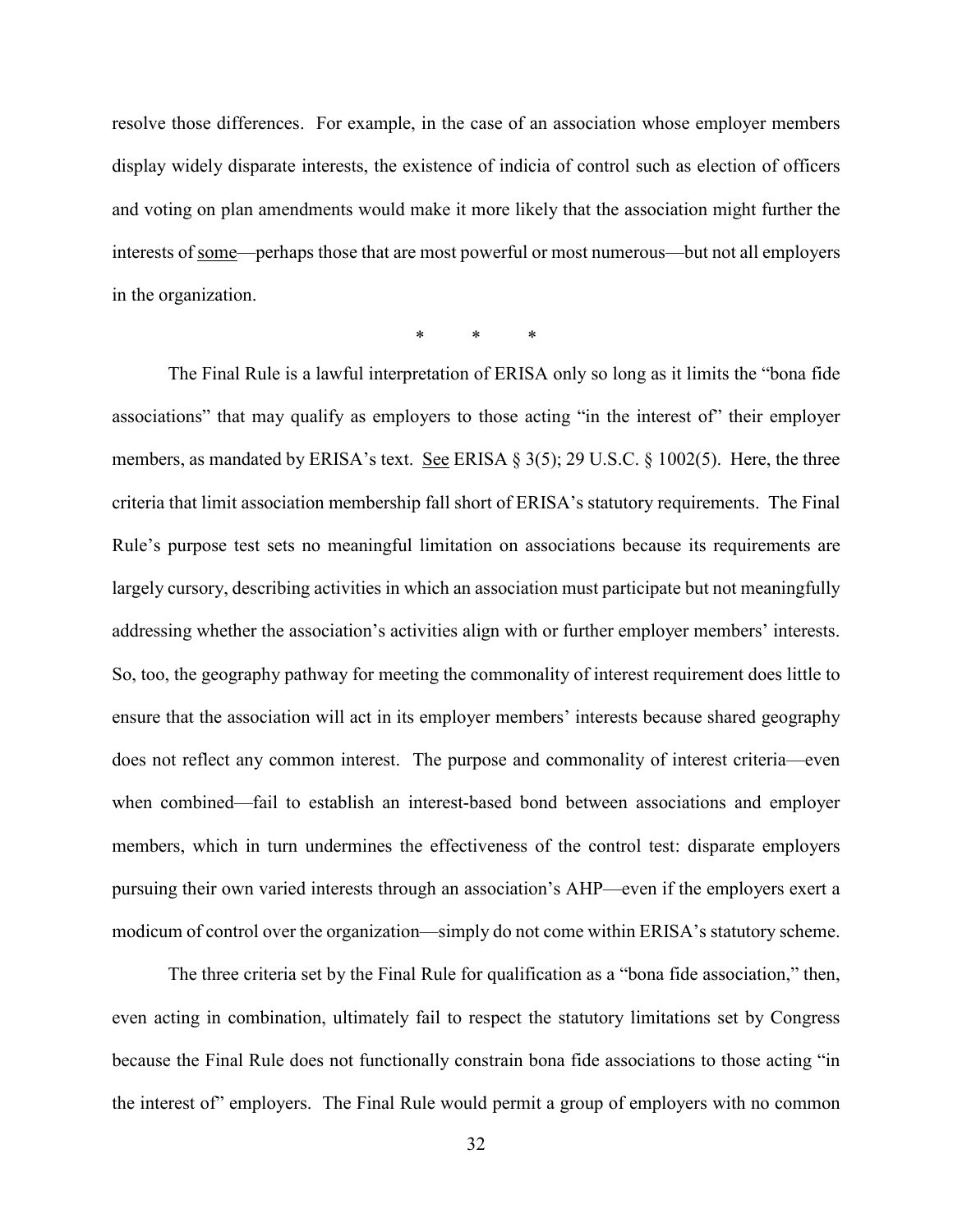resolve those differences. For example, in the case of an association whose employer members display widely disparate interests, the existence of indicia of control such as election of officers and voting on plan amendments would make it more likely that the association might further the interests of <u>some</u>—perhaps those that are most powerful or most numerous—but not all employers in the organization.

\* \* \*

The Final Rule is a lawful interpretation of ERISA only so long as it limits the "bona fide associations" that may qualify as employers to those acting "in the interest of" their employer members, as mandated by ERISA's text. <u>See</u> ERISA § 3(5); 29 U.S.C. § 1002(5). Here, the three criteria that limit association membership fall short of ERISA's statutory requirements. The Final Rule's purpose test sets no meaningful limitation on associations because its requirements are largely cursory, describing activities in which an association must participate but not meaningfully addressing whether the association's activities align with or further employer members' interests. So, too, the geography pathway for meeting the commonality of interest requirement does little to ensure that the association will act in its employer members' interests because shared geography does not reflect any common interest. The purpose and commonality of interest criteria—even when combined—fail to establish an interest-based bond between associations and employer members, which in turn undermines the effectiveness of the control test: disparate employers pursuing their own varied interests through an association's AHP—even if the employers exert a modicum of control over the organization—simply do not come within ERISA's statutory scheme.

The three criteria set by the Final Rule for qualification as a "bona fide association," then, even acting in combination, ultimately fail to respect the statutory limitations set by Congress because the Final Rule does not functionally constrain bona fide associations to those acting "in the interest of" employers. The Final Rule would permit a group of employers with no common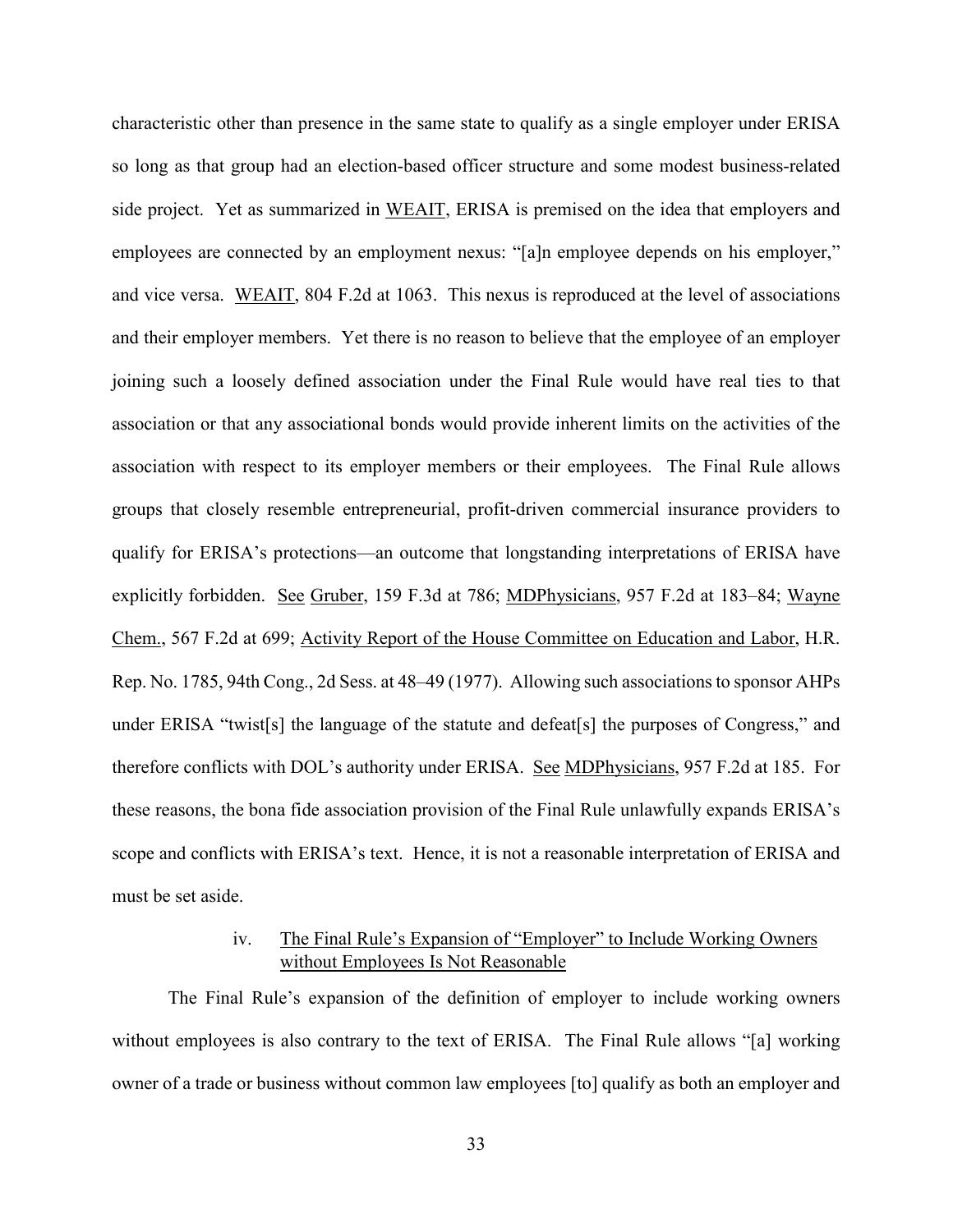characteristic other than presence in the same state to qualify as a single employer under ERISA so long as that group had an election-based officer structure and some modest business-related side project. Yet as summarized in WEAIT, ERISA is premised on the idea that employers and employees are connected by an employment nexus: "[a]n employee depends on his employer," and vice versa. WEAIT, 804 F.2d at 1063. This nexus is reproduced at the level of associations and their employer members. Yet there is no reason to believe that the employee of an employer joining such a loosely defined association under the Final Rule would have real ties to that association or that any associational bonds would provide inherent limits on the activities of the association with respect to its employer members or their employees. The Final Rule allows groups that closely resemble entrepreneurial, profit-driven commercial insurance providers to qualify for ERISA's protections—an outcome that longstanding interpretations of ERISA have explicitly forbidden. See Gruber, 159 F.3d at 786; MDPhysicians, 957 F.2d at 183–84; Wayne Chem., 567 F.2d at 699; Activity Report of the House Committee on Education and Labor, H.R. Rep. No. 1785, 94th Cong., 2d Sess. at 48–49 (1977). Allowing such associations to sponsor AHPs under ERISA "twist[s] the language of the statute and defeat[s] the purposes of Congress," and therefore conflicts with DOL's authority under ERISA. See MDPhysicians, 957 F.2d at 185. For these reasons, the bona fide association provision of the Final Rule unlawfully expands ERISA's scope and conflicts with ERISA's text. Hence, it is not a reasonable interpretation of ERISA and must be set aside.

#### iv. The Final Rule's Expansion of "Employer" to Include Working Owners without Employees Is Not Reasonable

The Final Rule's expansion of the definition of employer to include working owners without employees is also contrary to the text of ERISA. The Final Rule allows "[a] working owner of a trade or business without common law employees [to] qualify as both an employer and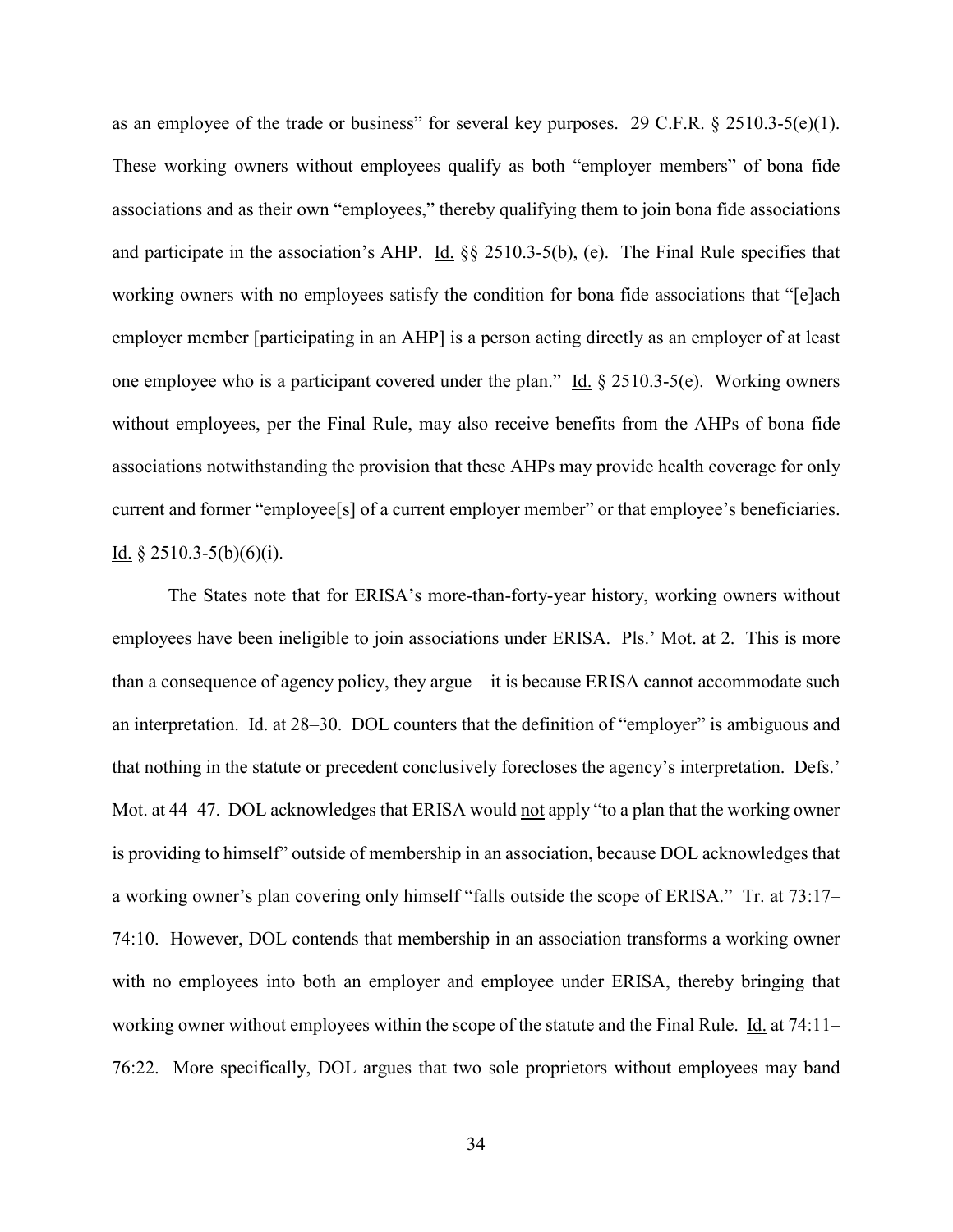as an employee of the trade or business" for several key purposes. 29 C.F.R. § 2510.3-5(e)(1). These working owners without employees qualify as both "employer members" of bona fide associations and as their own "employees," thereby qualifying them to join bona fide associations and participate in the association's AHP. Id. §§ 2510.3-5(b), (e). The Final Rule specifies that working owners with no employees satisfy the condition for bona fide associations that "[e]ach employer member [participating in an AHP] is a person acting directly as an employer of at least one employee who is a participant covered under the plan." Id. § 2510.3-5(e). Working owners without employees, per the Final Rule, may also receive benefits from the AHPs of bona fide associations notwithstanding the provision that these AHPs may provide health coverage for only current and former "employee[s] of a current employer member" or that employee's beneficiaries. Id. § 2510.3-5(b)(6)(i).

The States note that for ERISA's more-than-forty-year history, working owners without employees have been ineligible to join associations under ERISA. Pls.' Mot. at 2. This is more than a consequence of agency policy, they argue—it is because ERISA cannot accommodate such an interpretation. Id. at 28–30. DOL counters that the definition of "employer" is ambiguous and that nothing in the statute or precedent conclusively forecloses the agency's interpretation. Defs.' Mot. at 44–47. DOL acknowledges that ERISA would not apply "to a plan that the working owner is providing to himself" outside of membership in an association, because DOL acknowledges that a working owner's plan covering only himself "falls outside the scope of ERISA." Tr. at 73:17–74:10. However, DOL contends that membership in an association transforms a working owner with no employees into both an employer and employee under ERISA, thereby bringing that working owner without employees within the scope of the statute and the Final Rule. Id. at 74:11–76:22. More specifically, DOL argues that two sole proprietors without employees may band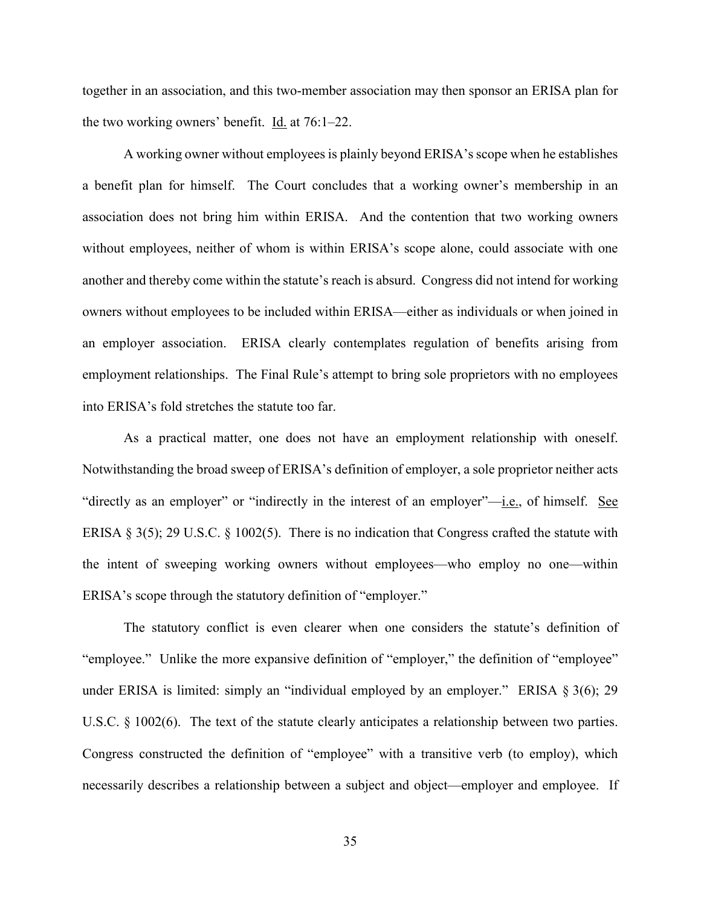together in an association, and this two-member association may then sponsor an ERISA plan for the two working owners' benefit. Id. at 76:1–22.

A working owner without employees is plainly beyond ERISA's scope when he establishes a benefit plan for himself. The Court concludes that a working owner's membership in an association does not bring him within ERISA. And the contention that two working owners without employees, neither of whom is within ERISA's scope alone, could associate with one another and thereby come within the statute's reach is absurd. Congress did not intend for working owners without employees to be included within ERISA—either as individuals or when joined in an employer association. ERISA clearly contemplates regulation of benefits arising from employment relationships. The Final Rule's attempt to bring sole proprietors with no employees into ERISA's fold stretches the statute too far.

As a practical matter, one does not have an employment relationship with oneself. Notwithstanding the broad sweep of ERISA's definition of employer, a sole proprietor neither acts "directly as an employer" or "indirectly in the interest of an employer"—i.e., of himself. See ERISA § 3(5); 29 U.S.C. § 1002(5). There is no indication that Congress crafted the statute with the intent of sweeping working owners without employees—who employ no one—within ERISA's scope through the statutory definition of "employer."

The statutory conflict is even clearer when one considers the statute's definition of "employee." Unlike the more expansive definition of "employer," the definition of "employee" under ERISA is limited: simply an "individual employed by an employer." ERISA § 3(6); 29 U.S.C. § 1002(6). The text of the statute clearly anticipates a relationship between two parties. Congress constructed the definition of "employee" with a transitive verb (to employ), which necessarily describes a relationship between a subject and object—employer and employee. If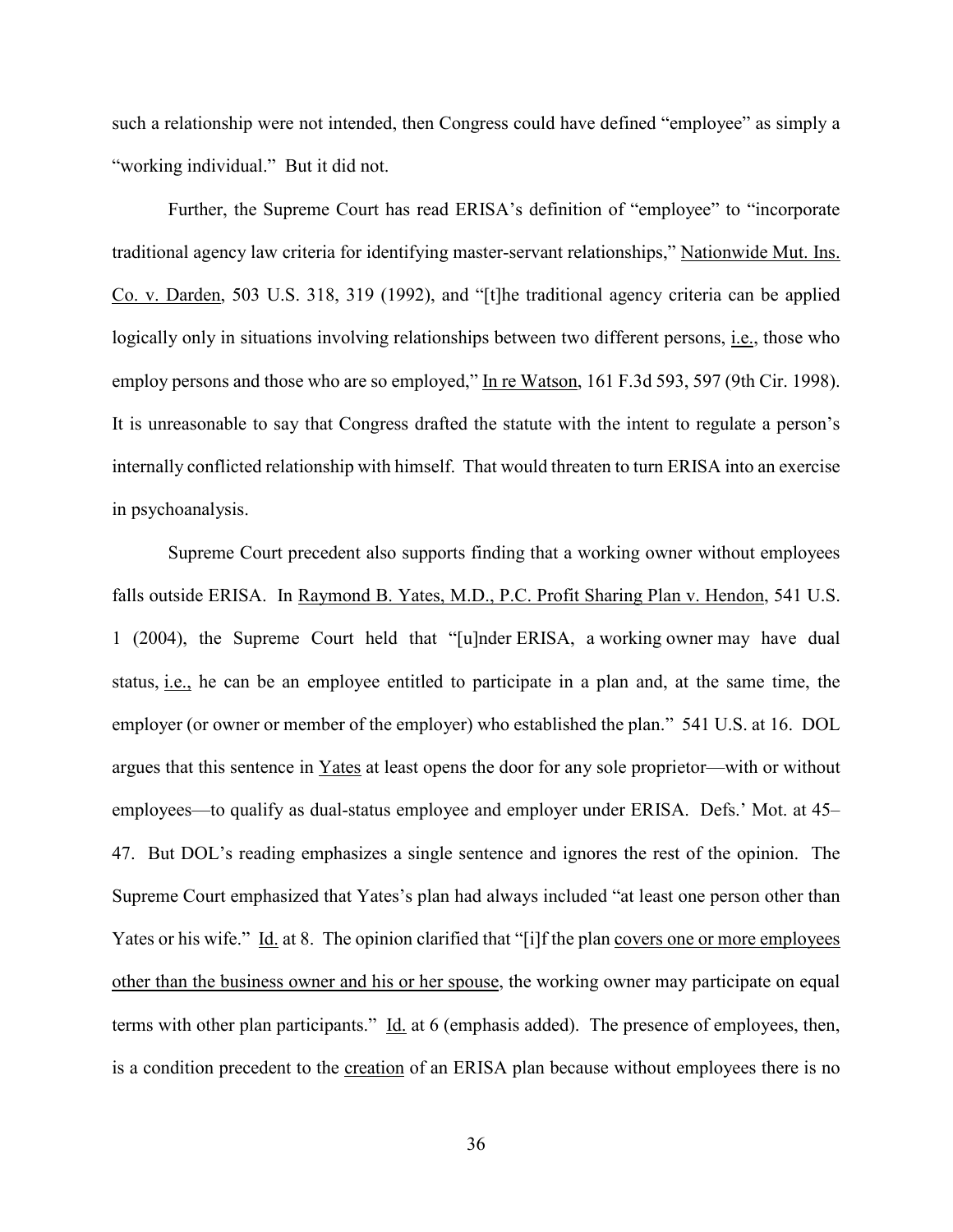such a relationship were not intended, then Congress could have defined "employee" as simply a "working individual." But it did not.

Further, the Supreme Court has read ERISA's definition of "employee" to "incorporate traditional agency law criteria for identifying master-servant relationships," Nationwide Mut. Ins. Co. v. Darden, 503 U.S. 318, 319 (1992), and "[t]he traditional agency criteria can be applied logically only in situations involving relationships between two different persons, i.e., those who employ persons and those who are so employed," In re Watson, 161 F.3d 593, 597 (9th Cir. 1998). It is unreasonable to say that Congress drafted the statute with the intent to regulate a person's internally conflicted relationship with himself. That would threaten to turn ERISA into an exercise in psychoanalysis.

Supreme Court precedent also supports finding that a working owner without employees falls outside ERISA. In Raymond B. Yates, M.D., P.C. Profit Sharing Plan v. Hendon, 541 U.S. 1 (2004), the Supreme Court held that "[u]nder ERISA, a working owner may have dual status, i.e., he can be an employee entitled to participate in a plan and, at the same time, the employer (or owner or member of the employer) who established the plan." 541 U.S. at 16. DOL argues that this sentence in Yates at least opens the door for any sole proprietor—with or without employees—to qualify as dual-status employee and employer under ERISA. Defs.' Mot. at 45–47. But DOL's reading emphasizes a single sentence and ignores the rest of the opinion. The Supreme Court emphasized that Yates's plan had always included "at least one person other than Yates or his wife." Id. at 8. The opinion clarified that "[i]f the plan covers one or more employees other than the business owner and his or her spouse, the working owner may participate on equal terms with other plan participants." Id. at 6 (emphasis added). The presence of employees, then, is a condition precedent to the creation of an ERISA plan because without employees there is no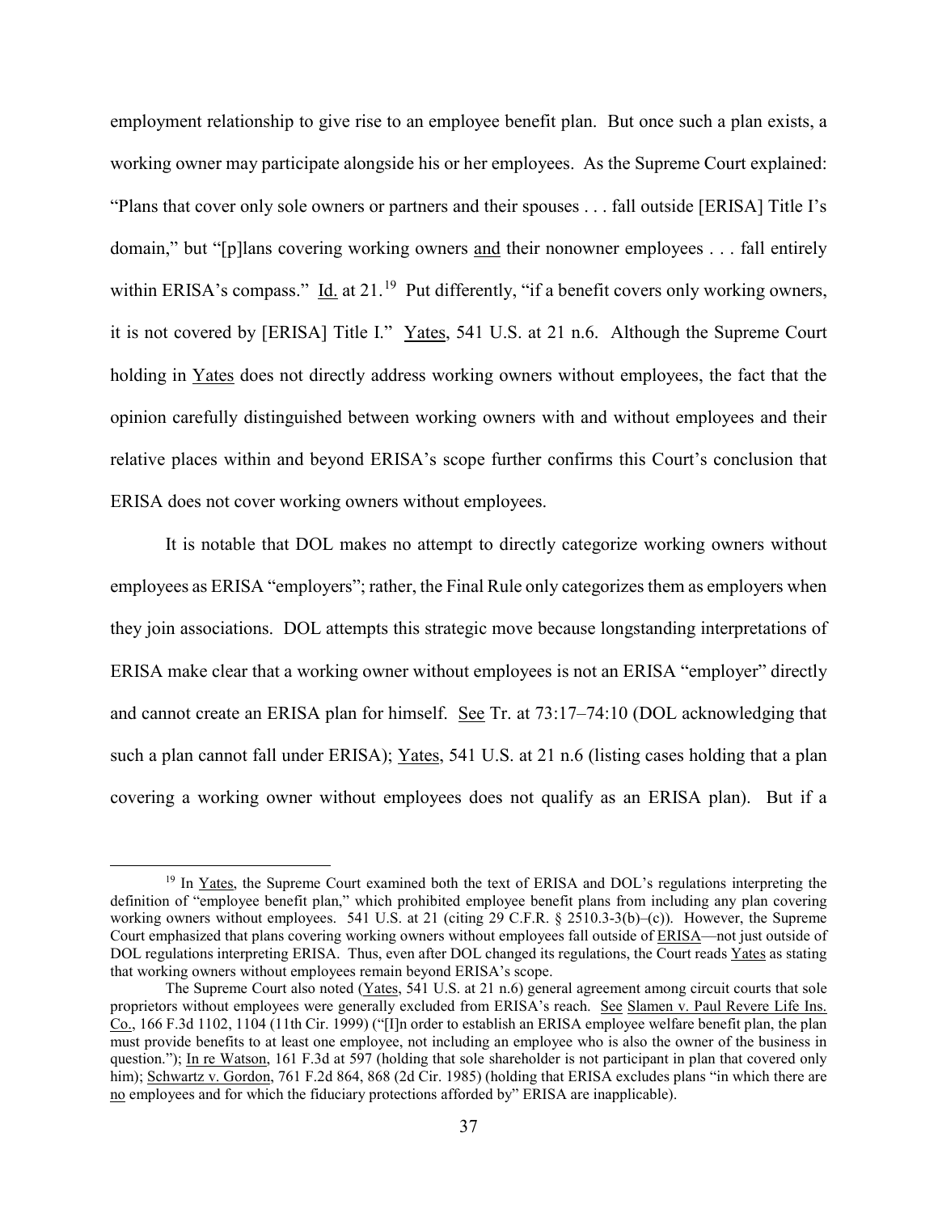employment relationship to give rise to an employee benefit plan. But once such a plan exists, a working owner may participate alongside his or her employees. As the Supreme Court explained: "Plans that cover only sole owners or partners and their spouses . . . fall outside [ERISA] Title I's domain," but "[p]lans covering working owners and their nonowner employees . . . fall entirely within ERISA's compass." Id. at 21.[19] Put differently, "if a benefit covers only working owners, it is not covered by [ERISA] Title I." Yates, 541 U.S. at 21 n.6. Although the Supreme Court holding in Yates does not directly address working owners without employees, the fact that the opinion carefully distinguished between working owners with and without employees and their relative places within and beyond ERISA's scope further confirms this Court's conclusion that ERISA does not cover working owners without employees.

It is notable that DOL makes no attempt to directly categorize working owners without employees as ERISA "employers"; rather, the Final Rule only categorizes them as employers when they join associations. DOL attempts this strategic move because longstanding interpretations of ERISA make clear that a working owner without employees is not an ERISA "employer" directly and cannot create an ERISA plan for himself. See Tr. at 73:17–74:10 (DOL acknowledging that such a plan cannot fall under ERISA); Yates, 541 U.S. at 21 n.6 (listing cases holding that a plan covering a working owner without employees does not qualify as an ERISA plan). But if a

---

[19] In Yates, the Supreme Court examined both the text of ERISA and DOL's regulations interpreting the definition of "employee benefit plan," which prohibited employee benefit plans from including any plan covering working owners without employees. 541 U.S. at 21 (citing 29 C.F.R. § 2510.3-3(b)–(c)). However, the Supreme Court emphasized that plans covering working owners without employees fall outside of ERISA—not just outside of DOL regulations interpreting ERISA. Thus, even after DOL changed its regulations, the Court reads Yates as stating that working owners without employees remain beyond ERISA's scope.

The Supreme Court also noted (Yates, 541 U.S. at 21 n.6) general agreement among circuit courts that sole proprietors without employees were generally excluded from ERISA's reach. See Slamen v. Paul Revere Life Ins. Co., 166 F.3d 1102, 1104 (11th Cir. 1999) ("[I]n order to establish an ERISA employee welfare benefit plan, the plan must provide benefits to at least one employee, not including an employee who is also the owner of the business in question."); In re Watson, 161 F.3d at 597 (holding that sole shareholder is not participant in plan that covered only him); Schwartz v. Gordon, 761 F.2d 864, 868 (2d Cir. 1985) (holding that ERISA excludes plans "in which there are no employees and for which the fiduciary protections afforded by" ERISA are inapplicable).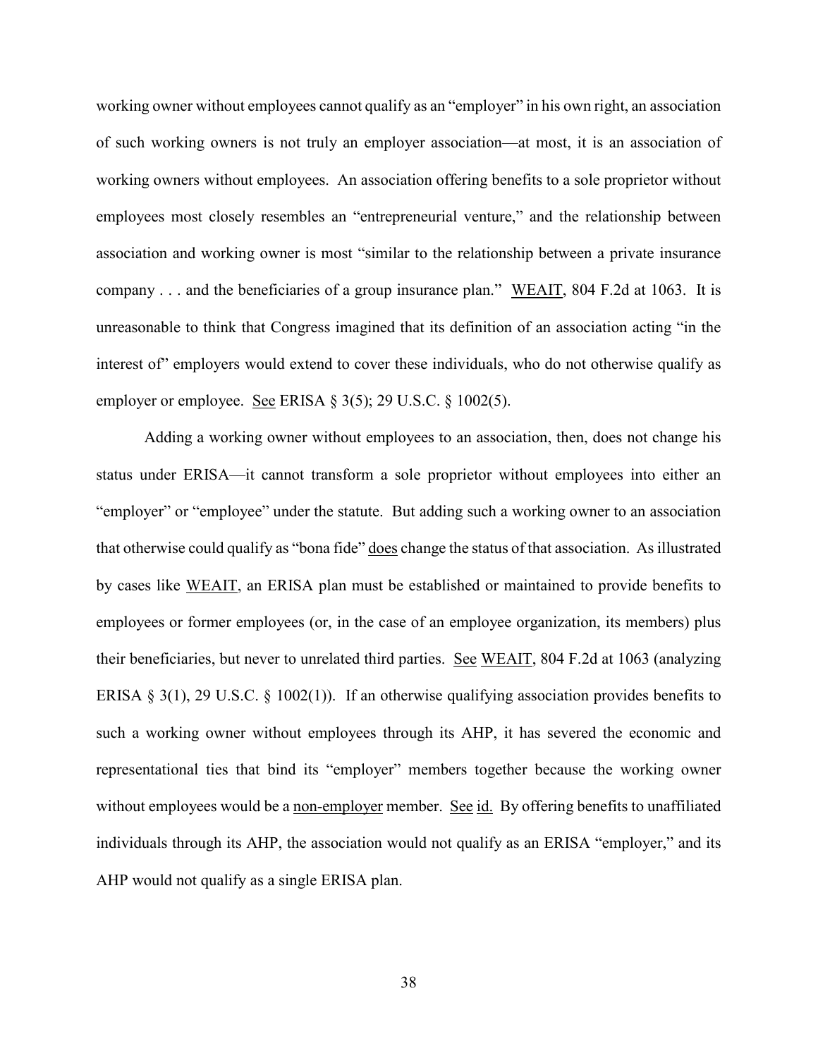working owner without employees cannot qualify as an "employer" in his own right, an association of such working owners is not truly an employer association—at most, it is an association of working owners without employees. An association offering benefits to a sole proprietor without employees most closely resembles an "entrepreneurial venture," and the relationship between association and working owner is most "similar to the relationship between a private insurance company . . . and the beneficiaries of a group insurance plan." WEAIT, 804 F.2d at 1063. It is unreasonable to think that Congress imagined that its definition of an association acting "in the interest of" employers would extend to cover these individuals, who do not otherwise qualify as employer or employee. See ERISA § 3(5); 29 U.S.C. § 1002(5).

Adding a working owner without employees to an association, then, does not change his status under ERISA—it cannot transform a sole proprietor without employees into either an "employer" or "employee" under the statute. But adding such a working owner to an association that otherwise could qualify as "bona fide" does change the status of that association. As illustrated by cases like WEAIT, an ERISA plan must be established or maintained to provide benefits to employees or former employees (or, in the case of an employee organization, its members) plus their beneficiaries, but never to unrelated third parties. See WEAIT, 804 F.2d at 1063 (analyzing ERISA § 3(1), 29 U.S.C. § 1002(1)). If an otherwise qualifying association provides benefits to such a working owner without employees through its AHP, it has severed the economic and representational ties that bind its "employer" members together because the working owner without employees would be a non-employer member. See id. By offering benefits to unaffiliated individuals through its AHP, the association would not qualify as an ERISA "employer," and its AHP would not qualify as a single ERISA plan.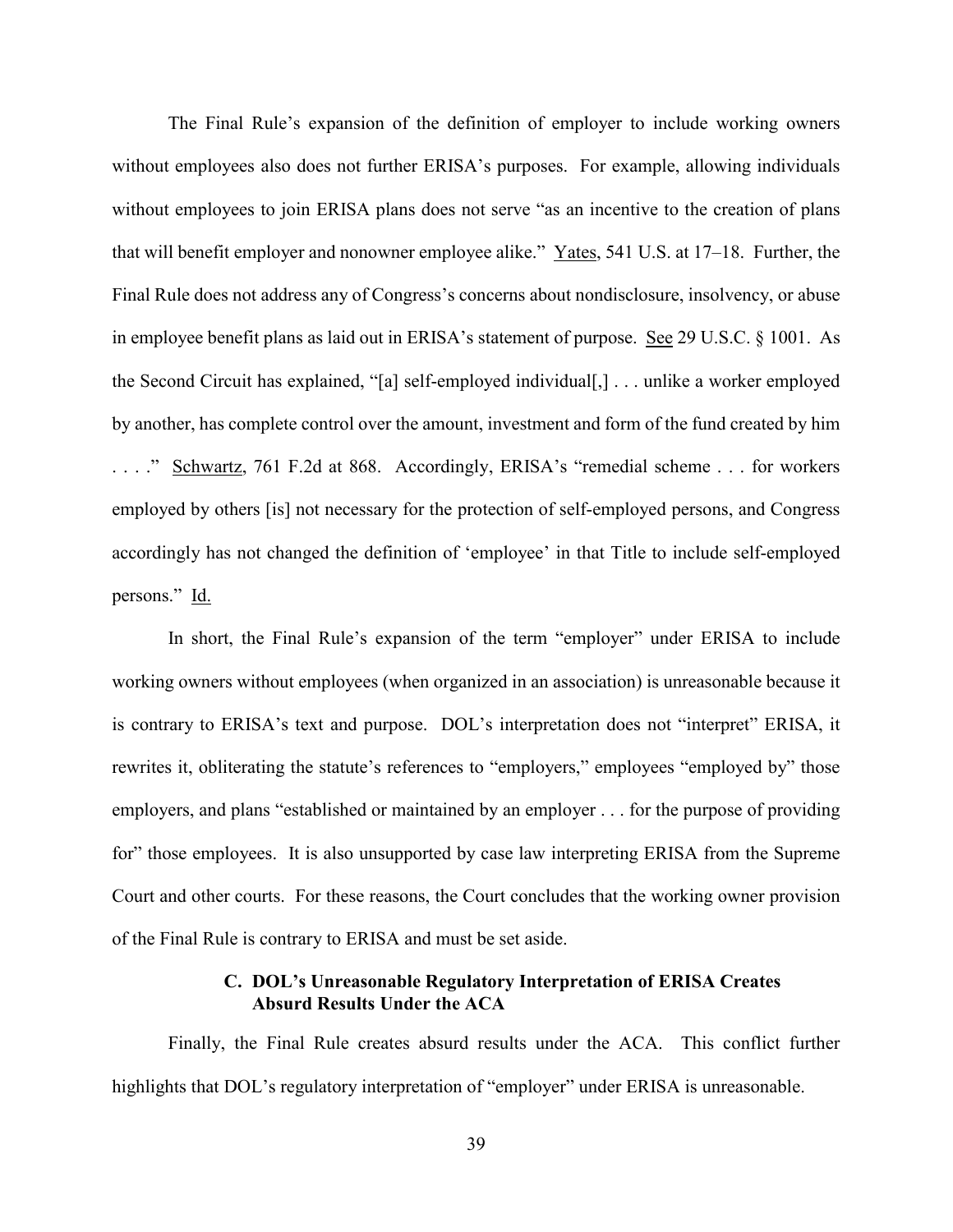The Final Rule's expansion of the definition of employer to include working owners without employees also does not further ERISA's purposes. For example, allowing individuals without employees to join ERISA plans does not serve "as an incentive to the creation of plans that will benefit employer and nonowner employee alike." Yates, 541 U.S. at 17–18. Further, the Final Rule does not address any of Congress's concerns about nondisclosure, insolvency, or abuse in employee benefit plans as laid out in ERISA's statement of purpose. See 29 U.S.C. § 1001. As the Second Circuit has explained, "[a] self-employed individual[,] . . . unlike a worker employed by another, has complete control over the amount, investment and form of the fund created by him . . . ." Schwartz, 761 F.2d at 868. Accordingly, ERISA's "remedial scheme . . . for workers employed by others [is] not necessary for the protection of self-employed persons, and Congress accordingly has not changed the definition of 'employee' in that Title to include self-employed persons." Id.

In short, the Final Rule's expansion of the term "employer" under ERISA to include working owners without employees (when organized in an association) is unreasonable because it is contrary to ERISA's text and purpose. DOL's interpretation does not "interpret" ERISA, it rewrites it, obliterating the statute's references to "employers," employees "employed by" those employers, and plans "established or maintained by an employer . . . for the purpose of providing for" those employees. It is also unsupported by case law interpreting ERISA from the Supreme Court and other courts. For these reasons, the Court concludes that the working owner provision of the Final Rule is contrary to ERISA and must be set aside.

### C. DOL's Unreasonable Regulatory Interpretation of ERISA Creates Absurd Results Under the ACA

Finally, the Final Rule creates absurd results under the ACA. This conflict further highlights that DOL's regulatory interpretation of "employer" under ERISA is unreasonable.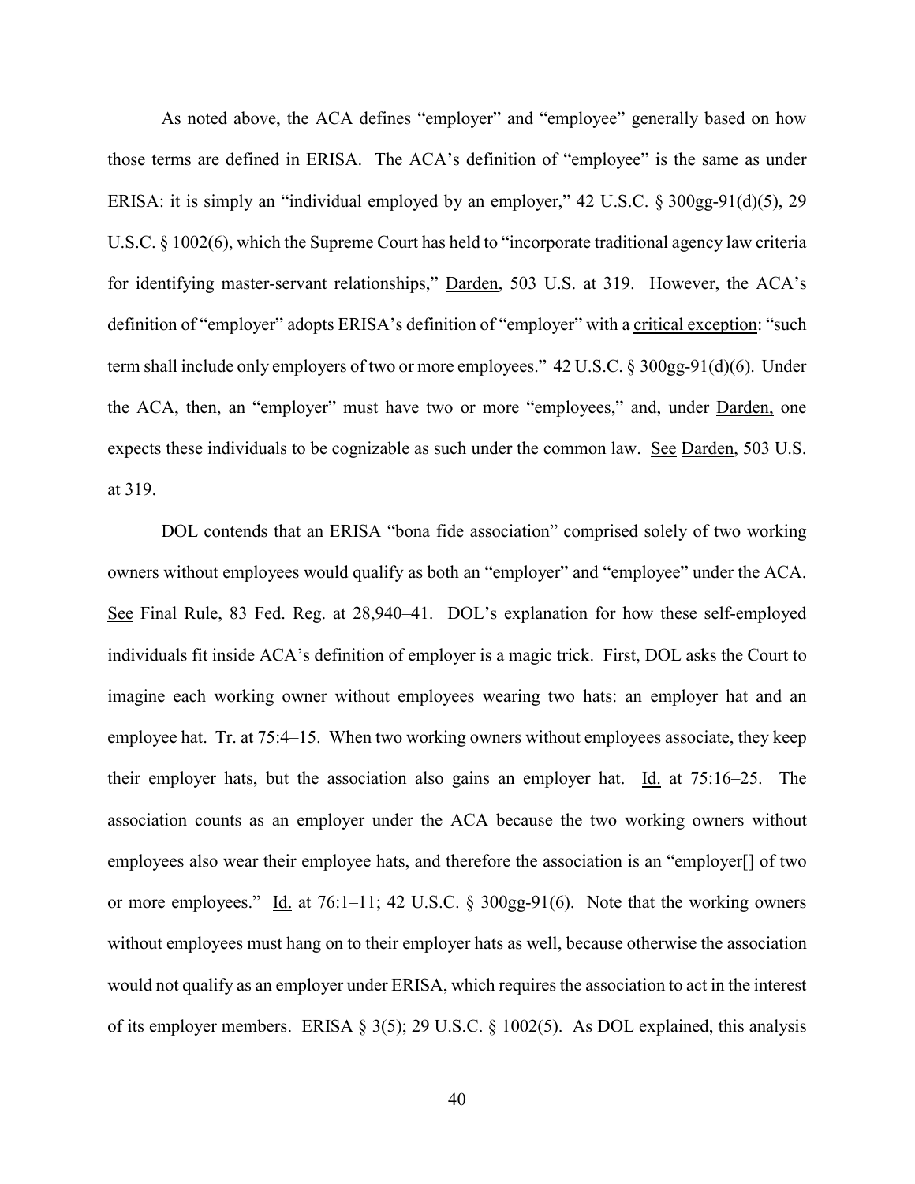As noted above, the ACA defines "employer" and "employee" generally based on how those terms are defined in ERISA. The ACA's definition of "employee" is the same as under ERISA: it is simply an "individual employed by an employer," 42 U.S.C. § 300gg-91(d)(5), 29 U.S.C. § 1002(6), which the Supreme Court has held to "incorporate traditional agency law criteria for identifying master-servant relationships," Darden, 503 U.S. at 319. However, the ACA's definition of "employer" adopts ERISA's definition of "employer" with a critical exception: "such term shall include only employers of two or more employees." 42 U.S.C. § 300gg-91(d)(6). Under the ACA, then, an "employer" must have two or more "employees," and, under Darden, one expects these individuals to be cognizable as such under the common law. See Darden, 503 U.S. at 319.

DOL contends that an ERISA "bona fide association" comprised solely of two working owners without employees would qualify as both an "employer" and "employee" under the ACA. See Final Rule, 83 Fed. Reg. at 28,940–41. DOL's explanation for how these self-employed individuals fit inside ACA's definition of employer is a magic trick. First, DOL asks the Court to imagine each working owner without employees wearing two hats: an employer hat and an employee hat. Tr. at 75:4–15. When two working owners without employees associate, they keep their employer hats, but the association also gains an employer hat. Id. at 75:16–25. The association counts as an employer under the ACA because the two working owners without employees also wear their employee hats, and therefore the association is an "employer[] of two or more employees." Id. at 76:1–11; 42 U.S.C. § 300gg-91(6). Note that the working owners without employees must hang on to their employer hats as well, because otherwise the association would not qualify as an employer under ERISA, which requires the association to act in the interest of its employer members. ERISA § 3(5); 29 U.S.C. § 1002(5). As DOL explained, this analysis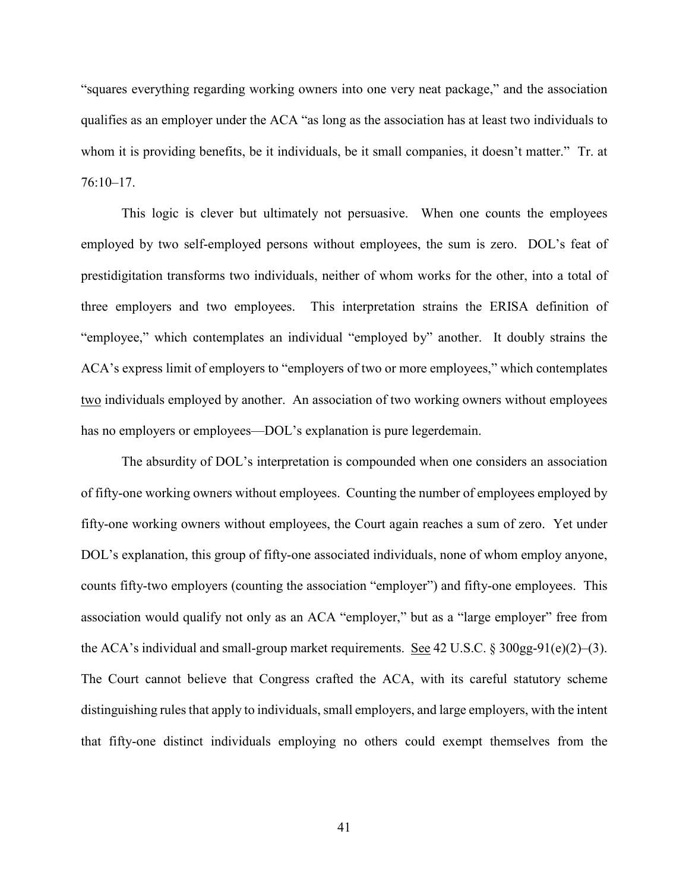"squares everything regarding working owners into one very neat package," and the association qualifies as an employer under the ACA "as long as the association has at least two individuals to whom it is providing benefits, be it individuals, be it small companies, it doesn't matter." Tr. at 76:10–17.

This logic is clever but ultimately not persuasive. When one counts the employees employed by two self-employed persons without employees, the sum is zero. DOL's feat of prestidigitation transforms two individuals, neither of whom works for the other, into a total of three employers and two employees. This interpretation strains the ERISA definition of "employee," which contemplates an individual "employed by" another. It doubly strains the ACA's express limit of employers to "employers of two or more employees," which contemplates two individuals employed by another. An association of two working owners without employees has no employers or employees—DOL's explanation is pure legerdemain.

The absurdity of DOL's interpretation is compounded when one considers an association of fifty-one working owners without employees. Counting the number of employees employed by fifty-one working owners without employees, the Court again reaches a sum of zero. Yet under DOL's explanation, this group of fifty-one associated individuals, none of whom employ anyone, counts fifty-two employers (counting the association "employer") and fifty-one employees. This association would qualify not only as an ACA "employer," but as a "large employer" free from the ACA's individual and small-group market requirements. See 42 U.S.C. § 300gg-91(e)(2)–(3). The Court cannot believe that Congress crafted the ACA, with its careful statutory scheme distinguishing rules that apply to individuals, small employers, and large employers, with the intent that fifty-one distinct individuals employing no others could exempt themselves from the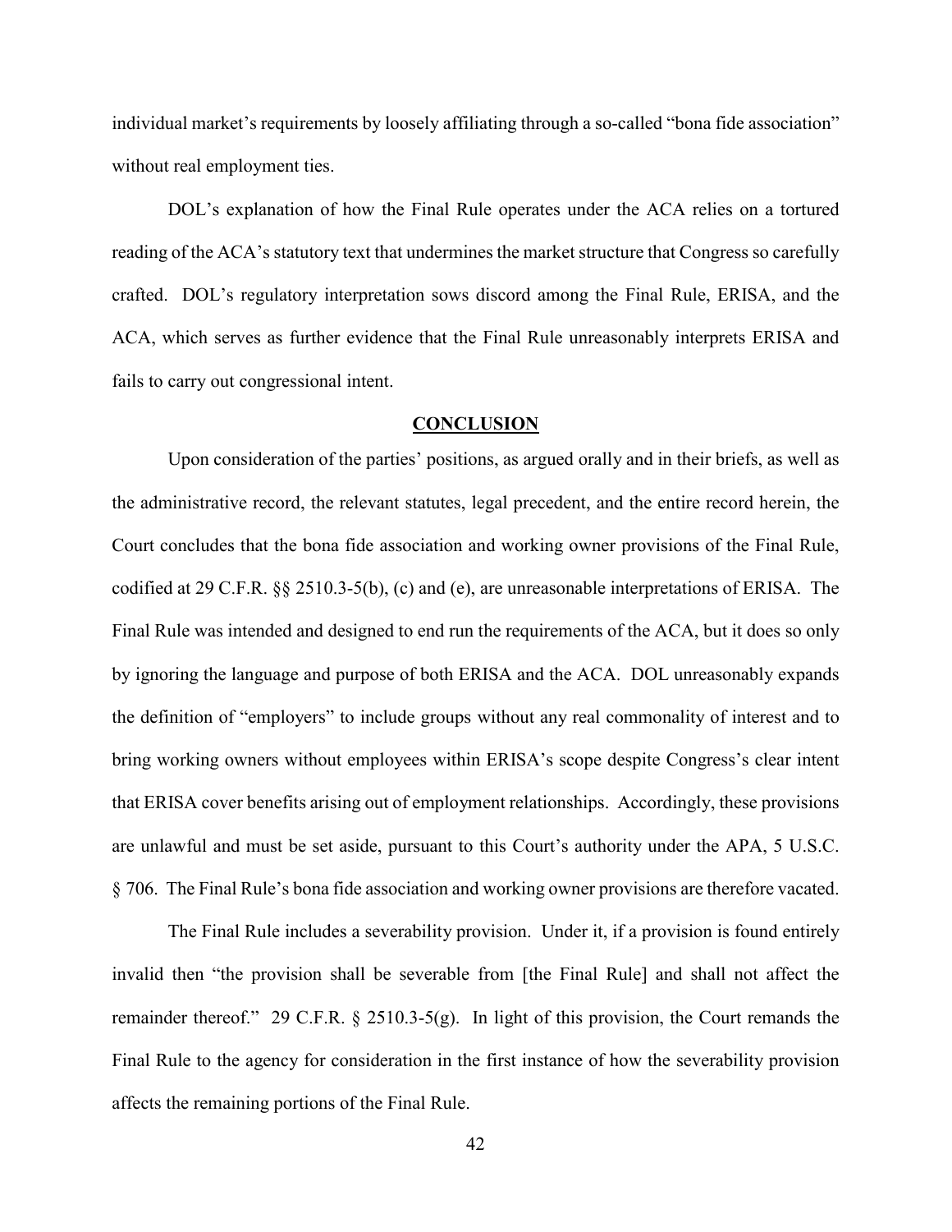individual market's requirements by loosely affiliating through a so-called "bona fide association" without real employment ties.

DOL's explanation of how the Final Rule operates under the ACA relies on a tortured reading of the ACA's statutory text that undermines the market structure that Congress so carefully crafted. DOL's regulatory interpretation sows discord among the Final Rule, ERISA, and the ACA, which serves as further evidence that the Final Rule unreasonably interprets ERISA and fails to carry out congressional intent.

## CONCLUSION

Upon consideration of the parties' positions, as argued orally and in their briefs, as well as the administrative record, the relevant statutes, legal precedent, and the entire record herein, the Court concludes that the bona fide association and working owner provisions of the Final Rule, codified at 29 C.F.R. §§ 2510.3-5(b), (c) and (e), are unreasonable interpretations of ERISA. The Final Rule was intended and designed to end run the requirements of the ACA, but it does so only by ignoring the language and purpose of both ERISA and the ACA. DOL unreasonably expands the definition of "employers" to include groups without any real commonality of interest and to bring working owners without employees within ERISA's scope despite Congress's clear intent that ERISA cover benefits arising out of employment relationships. Accordingly, these provisions are unlawful and must be set aside, pursuant to this Court's authority under the APA, 5 U.S.C. § 706. The Final Rule's bona fide association and working owner provisions are therefore vacated.

The Final Rule includes a severability provision. Under it, if a provision is found entirely invalid then "the provision shall be severable from [the Final Rule] and shall not affect the remainder thereof." 29 C.F.R. § 2510.3-5(g). In light of this provision, the Court remands the Final Rule to the agency for consideration in the first instance of how the severability provision affects the remaining portions of the Final Rule.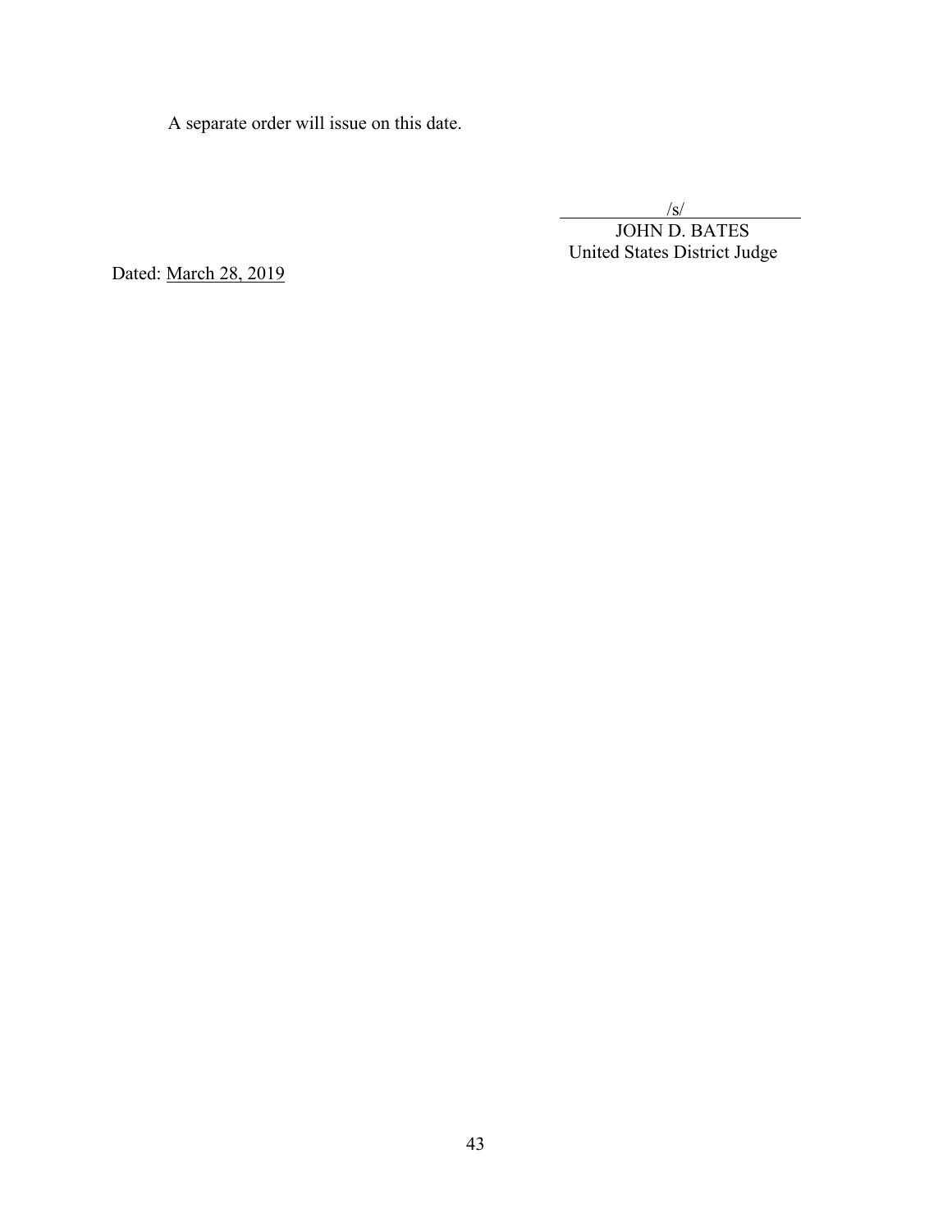A separate order will issue on this date.

/s/
JOHN D. BATES
United States District Judge

Dated: March 28, 2019